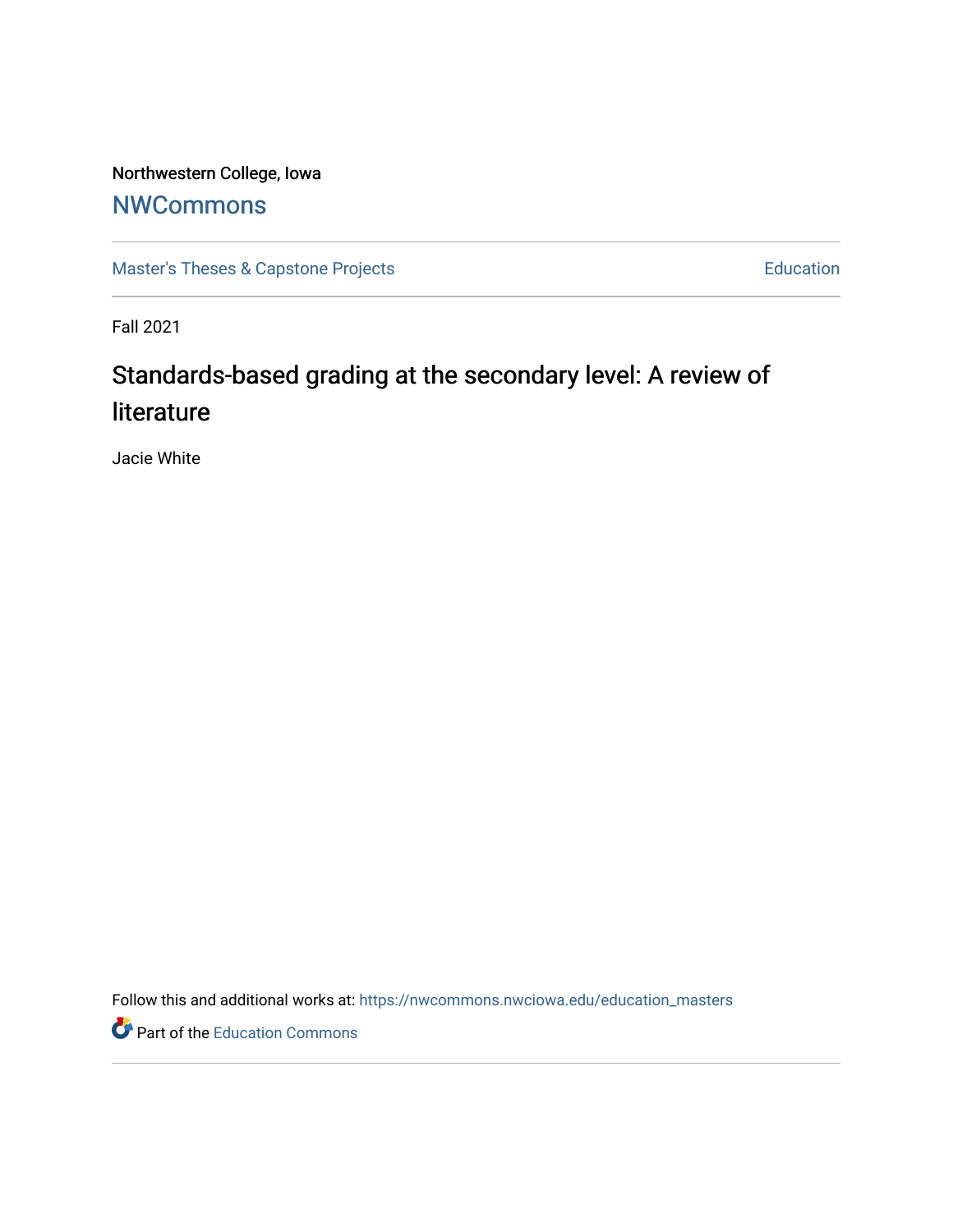Northwestern College, Iowa

# NWCommons

Master's Theses & Capstone Projects | Education

Fall 2021

## Standards-based grading at the secondary level: A review of literature

Jacie White

Follow this and additional works at: https://nwcommons.nwciowa.edu/education_masters

Part of the Education Commons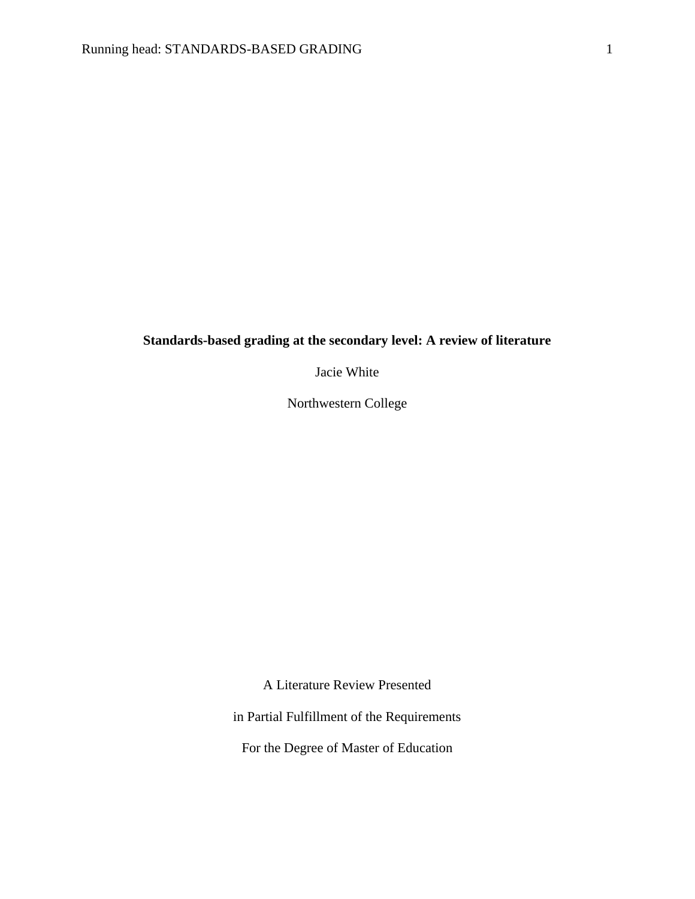**Standards-based grading at the secondary level: A review of literature**

Jacie White

Northwestern College

A Literature Review Presented

in Partial Fulfillment of the Requirements

For the Degree of Master of Education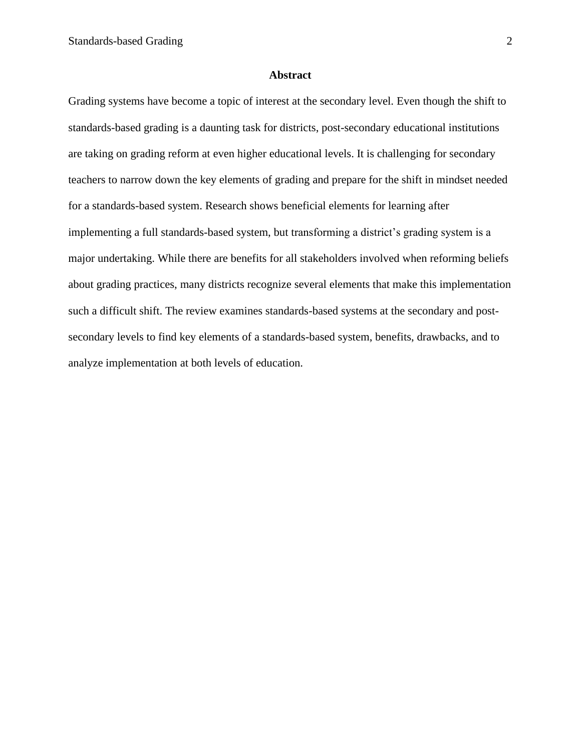# Abstract

Grading systems have become a topic of interest at the secondary level. Even though the shift to standards-based grading is a daunting task for districts, post-secondary educational institutions are taking on grading reform at even higher educational levels. It is challenging for secondary teachers to narrow down the key elements of grading and prepare for the shift in mindset needed for a standards-based system. Research shows beneficial elements for learning after implementing a full standards-based system, but transforming a district's grading system is a major undertaking. While there are benefits for all stakeholders involved when reforming beliefs about grading practices, many districts recognize several elements that make this implementation such a difficult shift. The review examines standards-based systems at the secondary and post-secondary levels to find key elements of a standards-based system, benefits, drawbacks, and to analyze implementation at both levels of education.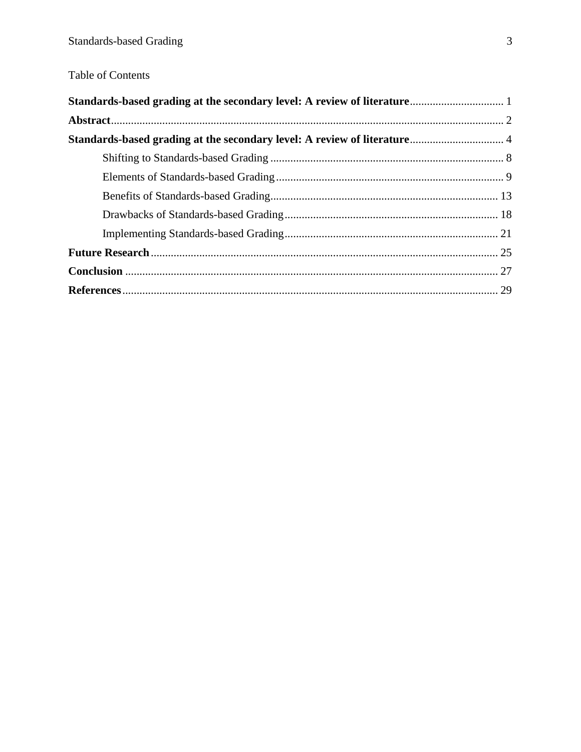Table of Contents

**Standards-based grading at the secondary level: A review of literature** ................................. 1

**Abstract** ......................................................................................................................... 2

**Standards-based grading at the secondary level: A review of literature** ................................. 4

- Shifting to Standards-based Grading ................................................................................. 8
- Elements of Standards-based Grading ............................................................................... 9
- Benefits of Standards-based Grading ............................................................................... 13
- Drawbacks of Standards-based Grading .......................................................................... 18
- Implementing Standards-based Grading .......................................................................... 21

**Future Research** .......................................................................................................... 25

**Conclusion** .................................................................................................................. 27

**References** .................................................................................................................. 29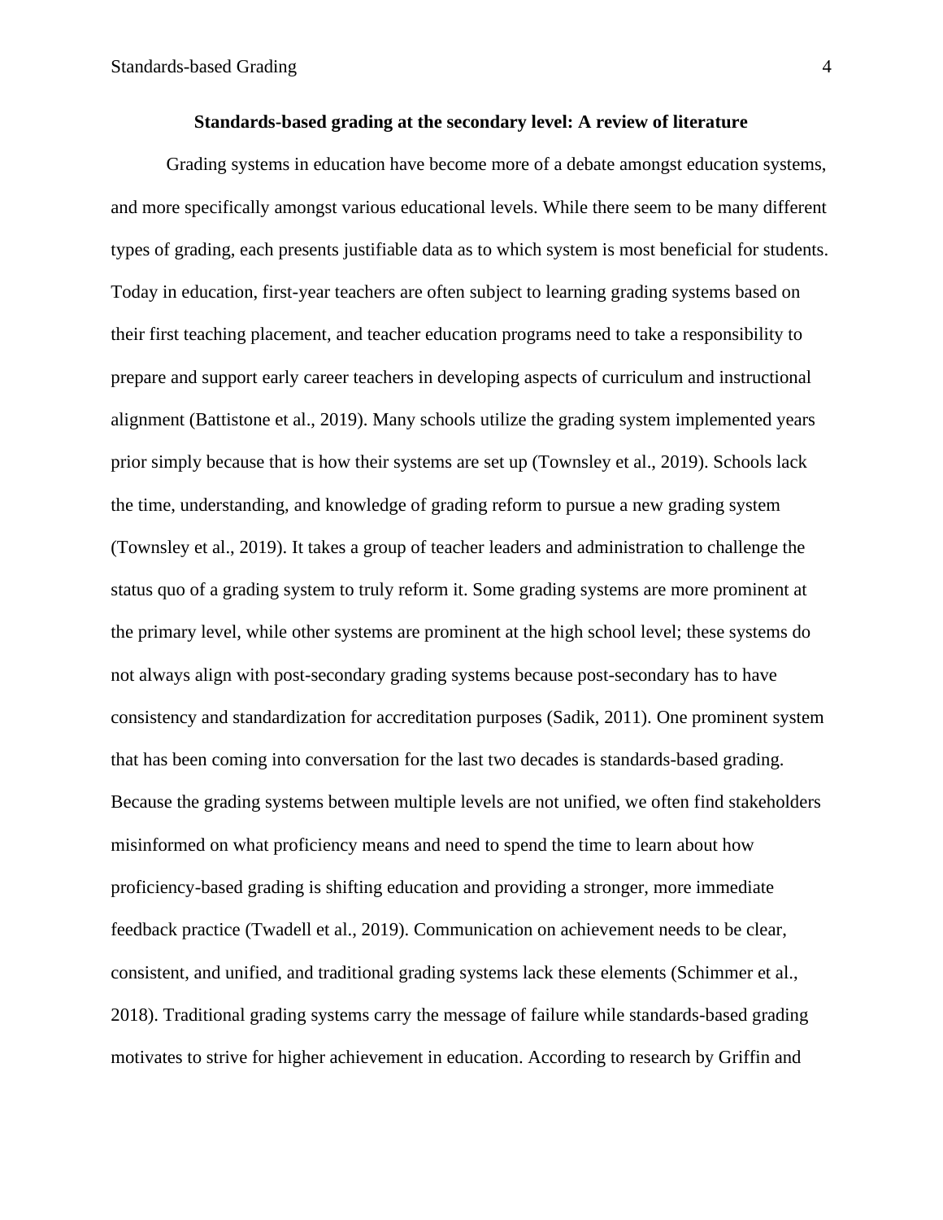**Standards-based grading at the secondary level: A review of literature**

Grading systems in education have become more of a debate amongst education systems, and more specifically amongst various educational levels. While there seem to be many different types of grading, each presents justifiable data as to which system is most beneficial for students. Today in education, first-year teachers are often subject to learning grading systems based on their first teaching placement, and teacher education programs need to take a responsibility to prepare and support early career teachers in developing aspects of curriculum and instructional alignment (Battistone et al., 2019). Many schools utilize the grading system implemented years prior simply because that is how their systems are set up (Townsley et al., 2019). Schools lack the time, understanding, and knowledge of grading reform to pursue a new grading system (Townsley et al., 2019). It takes a group of teacher leaders and administration to challenge the status quo of a grading system to truly reform it. Some grading systems are more prominent at the primary level, while other systems are prominent at the high school level; these systems do not always align with post-secondary grading systems because post-secondary has to have consistency and standardization for accreditation purposes (Sadik, 2011). One prominent system that has been coming into conversation for the last two decades is standards-based grading. Because the grading systems between multiple levels are not unified, we often find stakeholders misinformed on what proficiency means and need to spend the time to learn about how proficiency-based grading is shifting education and providing a stronger, more immediate feedback practice (Twadell et al., 2019). Communication on achievement needs to be clear, consistent, and unified, and traditional grading systems lack these elements (Schimmer et al., 2018). Traditional grading systems carry the message of failure while standards-based grading motivates to strive for higher achievement in education. According to research by Griffin and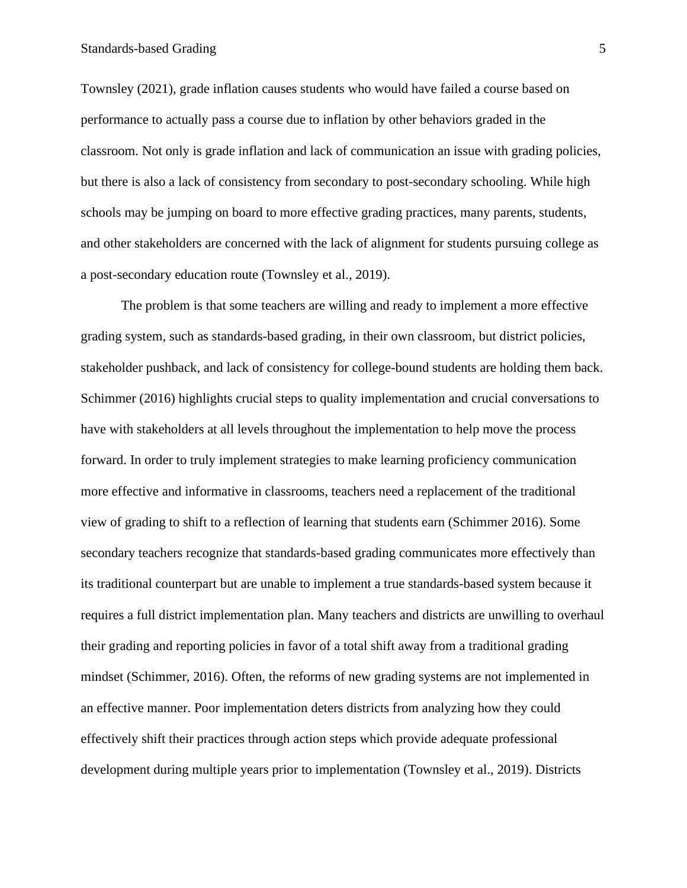Townsley (2021), grade inflation causes students who would have failed a course based on performance to actually pass a course due to inflation by other behaviors graded in the classroom. Not only is grade inflation and lack of communication an issue with grading policies, but there is also a lack of consistency from secondary to post-secondary schooling. While high schools may be jumping on board to more effective grading practices, many parents, students, and other stakeholders are concerned with the lack of alignment for students pursuing college as a post-secondary education route (Townsley et al., 2019).

The problem is that some teachers are willing and ready to implement a more effective grading system, such as standards-based grading, in their own classroom, but district policies, stakeholder pushback, and lack of consistency for college-bound students are holding them back. Schimmer (2016) highlights crucial steps to quality implementation and crucial conversations to have with stakeholders at all levels throughout the implementation to help move the process forward. In order to truly implement strategies to make learning proficiency communication more effective and informative in classrooms, teachers need a replacement of the traditional view of grading to shift to a reflection of learning that students earn (Schimmer 2016). Some secondary teachers recognize that standards-based grading communicates more effectively than its traditional counterpart but are unable to implement a true standards-based system because it requires a full district implementation plan. Many teachers and districts are unwilling to overhaul their grading and reporting policies in favor of a total shift away from a traditional grading mindset (Schimmer, 2016). Often, the reforms of new grading systems are not implemented in an effective manner. Poor implementation deters districts from analyzing how they could effectively shift their practices through action steps which provide adequate professional development during multiple years prior to implementation (Townsley et al., 2019). Districts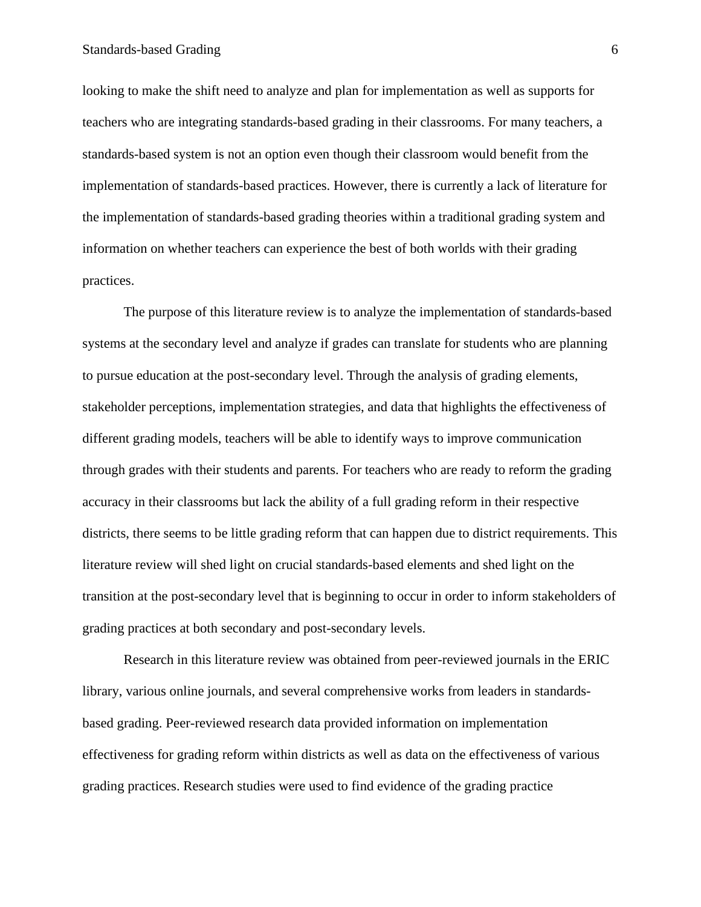looking to make the shift need to analyze and plan for implementation as well as supports for teachers who are integrating standards-based grading in their classrooms. For many teachers, a standards-based system is not an option even though their classroom would benefit from the implementation of standards-based practices. However, there is currently a lack of literature for the implementation of standards-based grading theories within a traditional grading system and information on whether teachers can experience the best of both worlds with their grading practices.

The purpose of this literature review is to analyze the implementation of standards-based systems at the secondary level and analyze if grades can translate for students who are planning to pursue education at the post-secondary level. Through the analysis of grading elements, stakeholder perceptions, implementation strategies, and data that highlights the effectiveness of different grading models, teachers will be able to identify ways to improve communication through grades with their students and parents. For teachers who are ready to reform the grading accuracy in their classrooms but lack the ability of a full grading reform in their respective districts, there seems to be little grading reform that can happen due to district requirements. This literature review will shed light on crucial standards-based elements and shed light on the transition at the post-secondary level that is beginning to occur in order to inform stakeholders of grading practices at both secondary and post-secondary levels.

Research in this literature review was obtained from peer-reviewed journals in the ERIC library, various online journals, and several comprehensive works from leaders in standards-based grading. Peer-reviewed research data provided information on implementation effectiveness for grading reform within districts as well as data on the effectiveness of various grading practices. Research studies were used to find evidence of the grading practice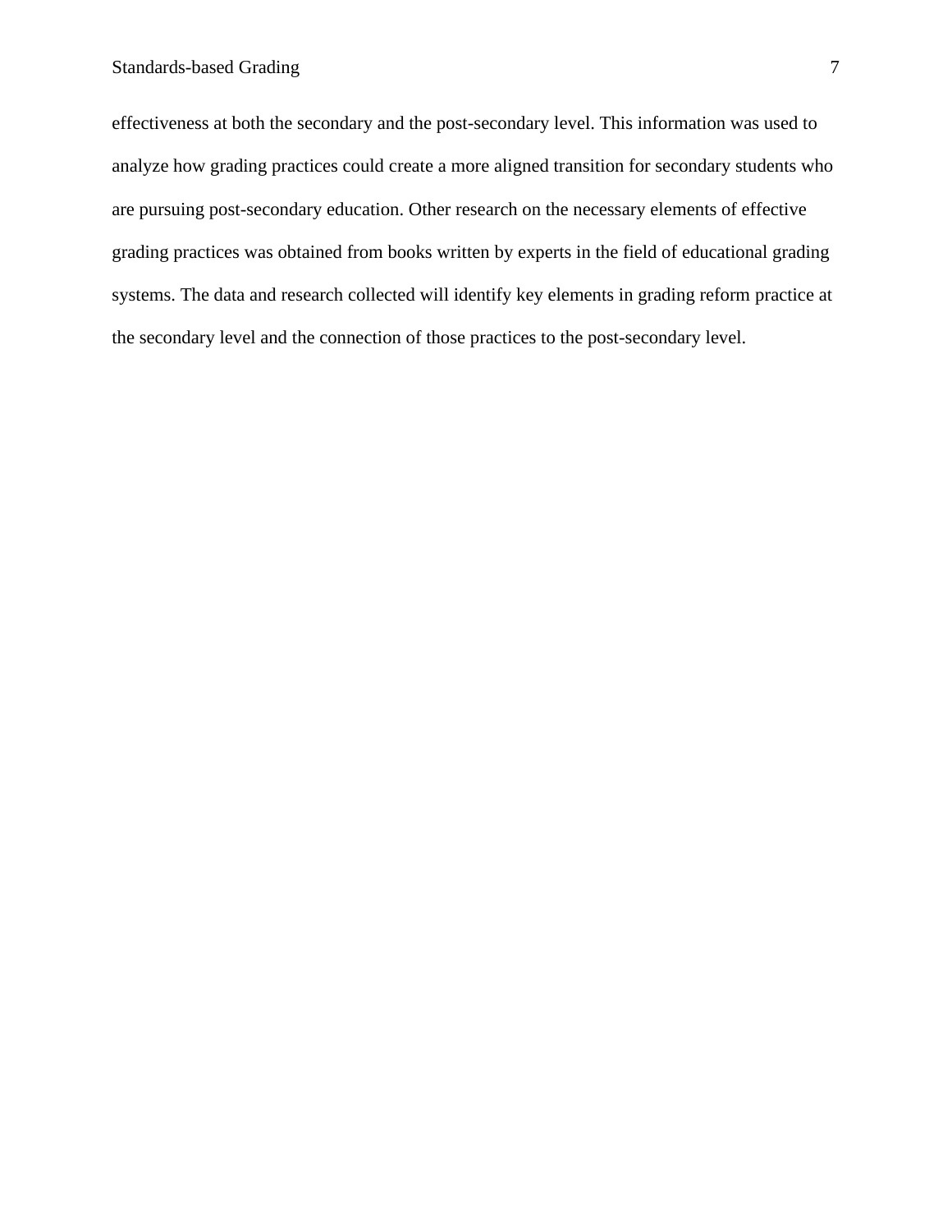effectiveness at both the secondary and the post-secondary level. This information was used to analyze how grading practices could create a more aligned transition for secondary students who are pursuing post-secondary education. Other research on the necessary elements of effective grading practices was obtained from books written by experts in the field of educational grading systems. The data and research collected will identify key elements in grading reform practice at the secondary level and the connection of those practices to the post-secondary level.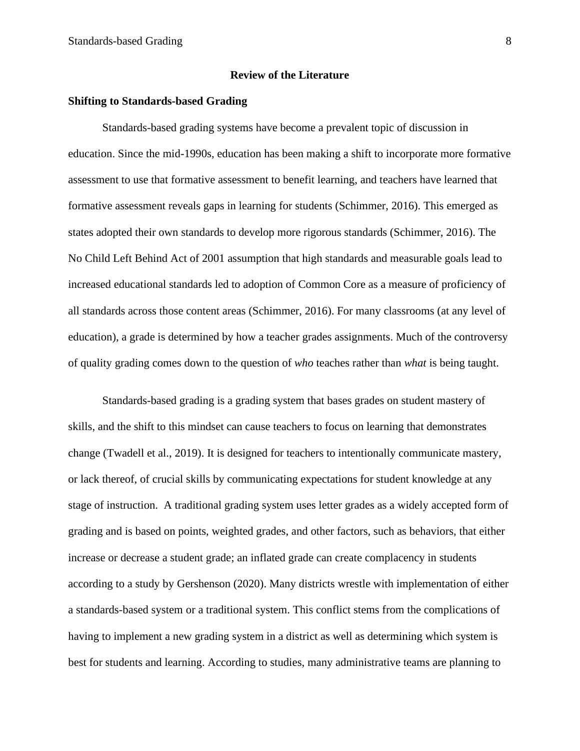## Review of the Literature

### Shifting to Standards-based Grading

Standards-based grading systems have become a prevalent topic of discussion in education. Since the mid-1990s, education has been making a shift to incorporate more formative assessment to use that formative assessment to benefit learning, and teachers have learned that formative assessment reveals gaps in learning for students (Schimmer, 2016). This emerged as states adopted their own standards to develop more rigorous standards (Schimmer, 2016). The No Child Left Behind Act of 2001 assumption that high standards and measurable goals lead to increased educational standards led to adoption of Common Core as a measure of proficiency of all standards across those content areas (Schimmer, 2016). For many classrooms (at any level of education), a grade is determined by how a teacher grades assignments. Much of the controversy of quality grading comes down to the question of *who* teaches rather than *what* is being taught.

Standards-based grading is a grading system that bases grades on student mastery of skills, and the shift to this mindset can cause teachers to focus on learning that demonstrates change (Twadell et al., 2019). It is designed for teachers to intentionally communicate mastery, or lack thereof, of crucial skills by communicating expectations for student knowledge at any stage of instruction. A traditional grading system uses letter grades as a widely accepted form of grading and is based on points, weighted grades, and other factors, such as behaviors, that either increase or decrease a student grade; an inflated grade can create complacency in students according to a study by Gershenson (2020). Many districts wrestle with implementation of either a standards-based system or a traditional system. This conflict stems from the complications of having to implement a new grading system in a district as well as determining which system is best for students and learning. According to studies, many administrative teams are planning to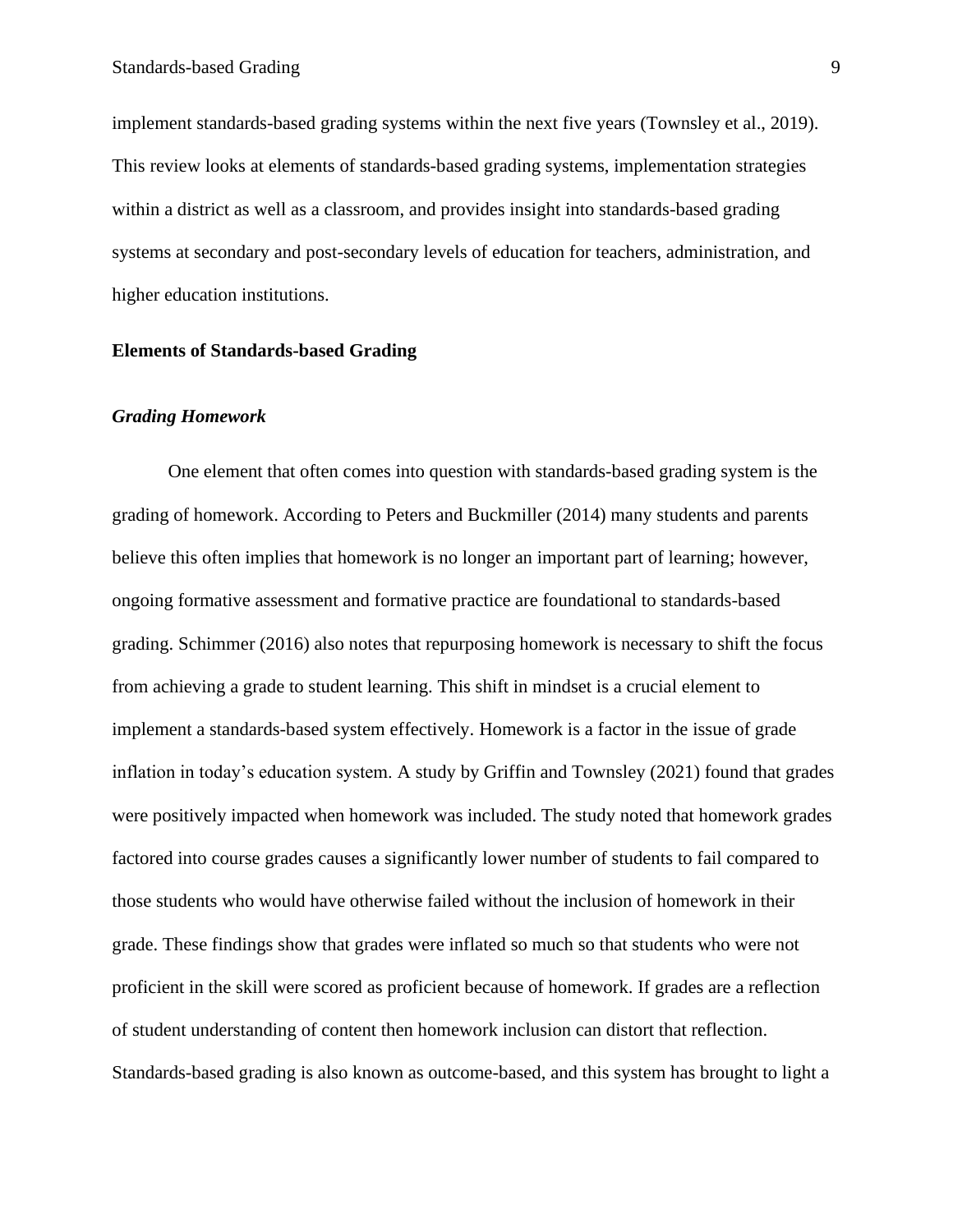implement standards-based grading systems within the next five years (Townsley et al., 2019). This review looks at elements of standards-based grading systems, implementation strategies within a district as well as a classroom, and provides insight into standards-based grading systems at secondary and post-secondary levels of education for teachers, administration, and higher education institutions.

## Elements of Standards-based Grading

### *Grading Homework*

One element that often comes into question with standards-based grading system is the grading of homework. According to Peters and Buckmiller (2014) many students and parents believe this often implies that homework is no longer an important part of learning; however, ongoing formative assessment and formative practice are foundational to standards-based grading. Schimmer (2016) also notes that repurposing homework is necessary to shift the focus from achieving a grade to student learning. This shift in mindset is a crucial element to implement a standards-based system effectively. Homework is a factor in the issue of grade inflation in today's education system. A study by Griffin and Townsley (2021) found that grades were positively impacted when homework was included. The study noted that homework grades factored into course grades causes a significantly lower number of students to fail compared to those students who would have otherwise failed without the inclusion of homework in their grade. These findings show that grades were inflated so much so that students who were not proficient in the skill were scored as proficient because of homework. If grades are a reflection of student understanding of content then homework inclusion can distort that reflection. Standards-based grading is also known as outcome-based, and this system has brought to light a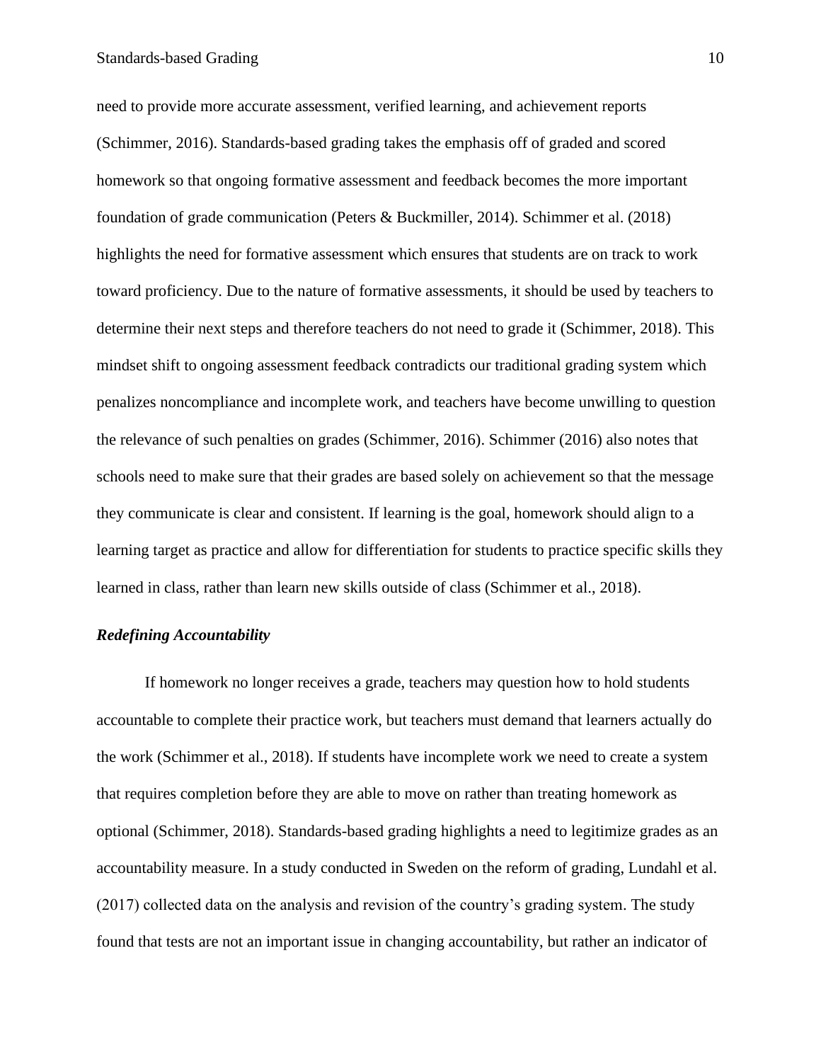need to provide more accurate assessment, verified learning, and achievement reports (Schimmer, 2016). Standards-based grading takes the emphasis off of graded and scored homework so that ongoing formative assessment and feedback becomes the more important foundation of grade communication (Peters & Buckmiller, 2014). Schimmer et al. (2018) highlights the need for formative assessment which ensures that students are on track to work toward proficiency. Due to the nature of formative assessments, it should be used by teachers to determine their next steps and therefore teachers do not need to grade it (Schimmer, 2018). This mindset shift to ongoing assessment feedback contradicts our traditional grading system which penalizes noncompliance and incomplete work, and teachers have become unwilling to question the relevance of such penalties on grades (Schimmer, 2016). Schimmer (2016) also notes that schools need to make sure that their grades are based solely on achievement so that the message they communicate is clear and consistent. If learning is the goal, homework should align to a learning target as practice and allow for differentiation for students to practice specific skills they learned in class, rather than learn new skills outside of class (Schimmer et al., 2018).

### ***Redefining Accountability***

If homework no longer receives a grade, teachers may question how to hold students accountable to complete their practice work, but teachers must demand that learners actually do the work (Schimmer et al., 2018). If students have incomplete work we need to create a system that requires completion before they are able to move on rather than treating homework as optional (Schimmer, 2018). Standards-based grading highlights a need to legitimize grades as an accountability measure. In a study conducted in Sweden on the reform of grading, Lundahl et al. (2017) collected data on the analysis and revision of the country’s grading system. The study found that tests are not an important issue in changing accountability, but rather an indicator of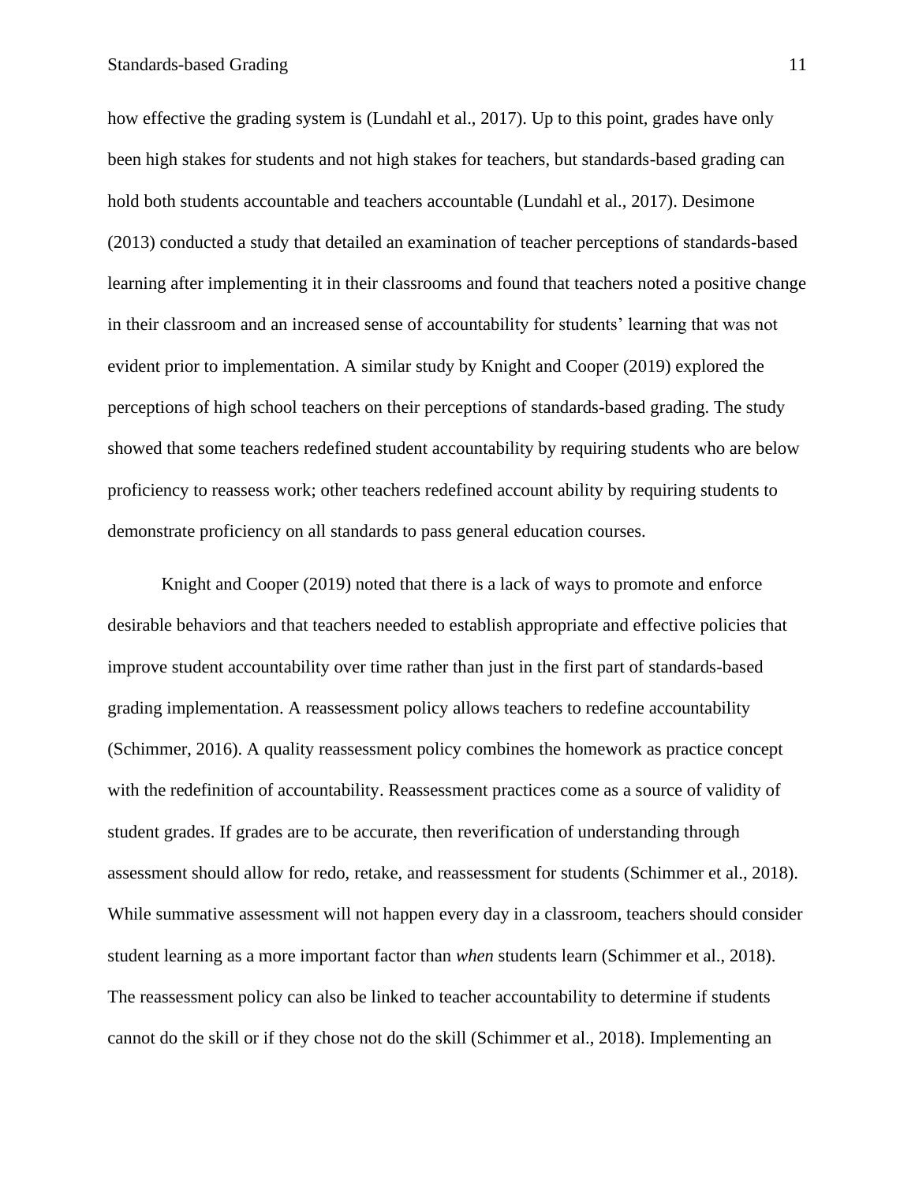how effective the grading system is (Lundahl et al., 2017). Up to this point, grades have only been high stakes for students and not high stakes for teachers, but standards-based grading can hold both students accountable and teachers accountable (Lundahl et al., 2017). Desimone (2013) conducted a study that detailed an examination of teacher perceptions of standards-based learning after implementing it in their classrooms and found that teachers noted a positive change in their classroom and an increased sense of accountability for students' learning that was not evident prior to implementation. A similar study by Knight and Cooper (2019) explored the perceptions of high school teachers on their perceptions of standards-based grading. The study showed that some teachers redefined student accountability by requiring students who are below proficiency to reassess work; other teachers redefined account ability by requiring students to demonstrate proficiency on all standards to pass general education courses.

Knight and Cooper (2019) noted that there is a lack of ways to promote and enforce desirable behaviors and that teachers needed to establish appropriate and effective policies that improve student accountability over time rather than just in the first part of standards-based grading implementation. A reassessment policy allows teachers to redefine accountability (Schimmer, 2016). A quality reassessment policy combines the homework as practice concept with the redefinition of accountability. Reassessment practices come as a source of validity of student grades. If grades are to be accurate, then reverification of understanding through assessment should allow for redo, retake, and reassessment for students (Schimmer et al., 2018). While summative assessment will not happen every day in a classroom, teachers should consider student learning as a more important factor than *when* students learn (Schimmer et al., 2018). The reassessment policy can also be linked to teacher accountability to determine if students cannot do the skill or if they chose not do the skill (Schimmer et al., 2018). Implementing an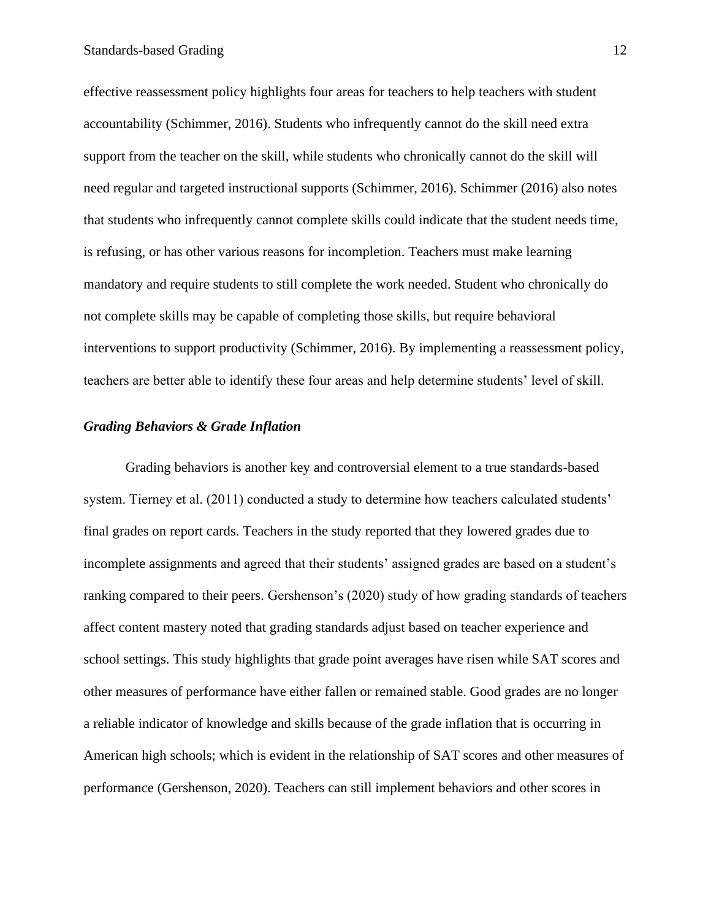effective reassessment policy highlights four areas for teachers to help teachers with student accountability (Schimmer, 2016). Students who infrequently cannot do the skill need extra support from the teacher on the skill, while students who chronically cannot do the skill will need regular and targeted instructional supports (Schimmer, 2016). Schimmer (2016) also notes that students who infrequently cannot complete skills could indicate that the student needs time, is refusing, or has other various reasons for incompletion. Teachers must make learning mandatory and require students to still complete the work needed. Student who chronically do not complete skills may be capable of completing those skills, but require behavioral interventions to support productivity (Schimmer, 2016). By implementing a reassessment policy, teachers are better able to identify these four areas and help determine students' level of skill.

### *Grading Behaviors & Grade Inflation*

Grading behaviors is another key and controversial element to a true standards-based system. Tierney et al. (2011) conducted a study to determine how teachers calculated students' final grades on report cards. Teachers in the study reported that they lowered grades due to incomplete assignments and agreed that their students' assigned grades are based on a student's ranking compared to their peers. Gershenson's (2020) study of how grading standards of teachers affect content mastery noted that grading standards adjust based on teacher experience and school settings. This study highlights that grade point averages have risen while SAT scores and other measures of performance have either fallen or remained stable. Good grades are no longer a reliable indicator of knowledge and skills because of the grade inflation that is occurring in American high schools; which is evident in the relationship of SAT scores and other measures of performance (Gershenson, 2020). Teachers can still implement behaviors and other scores in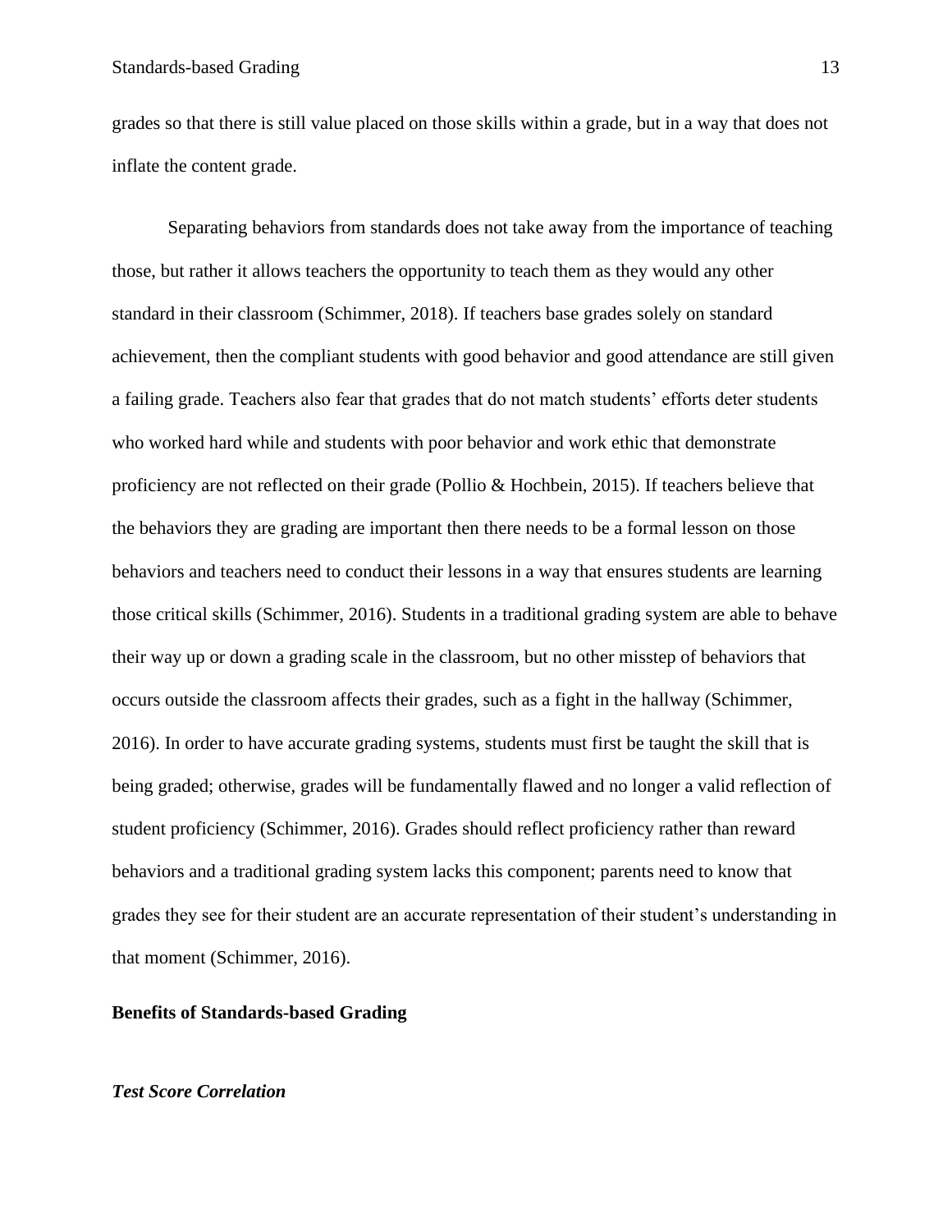grades so that there is still value placed on those skills within a grade, but in a way that does not inflate the content grade.

Separating behaviors from standards does not take away from the importance of teaching those, but rather it allows teachers the opportunity to teach them as they would any other standard in their classroom (Schimmer, 2018). If teachers base grades solely on standard achievement, then the compliant students with good behavior and good attendance are still given a failing grade. Teachers also fear that grades that do not match students' efforts deter students who worked hard while and students with poor behavior and work ethic that demonstrate proficiency are not reflected on their grade (Pollio & Hochbein, 2015). If teachers believe that the behaviors they are grading are important then there needs to be a formal lesson on those behaviors and teachers need to conduct their lessons in a way that ensures students are learning those critical skills (Schimmer, 2016). Students in a traditional grading system are able to behave their way up or down a grading scale in the classroom, but no other misstep of behaviors that occurs outside the classroom affects their grades, such as a fight in the hallway (Schimmer, 2016). In order to have accurate grading systems, students must first be taught the skill that is being graded; otherwise, grades will be fundamentally flawed and no longer a valid reflection of student proficiency (Schimmer, 2016). Grades should reflect proficiency rather than reward behaviors and a traditional grading system lacks this component; parents need to know that grades they see for their student are an accurate representation of their student's understanding in that moment (Schimmer, 2016).

## Benefits of Standards-based Grading

### *Test Score Correlation*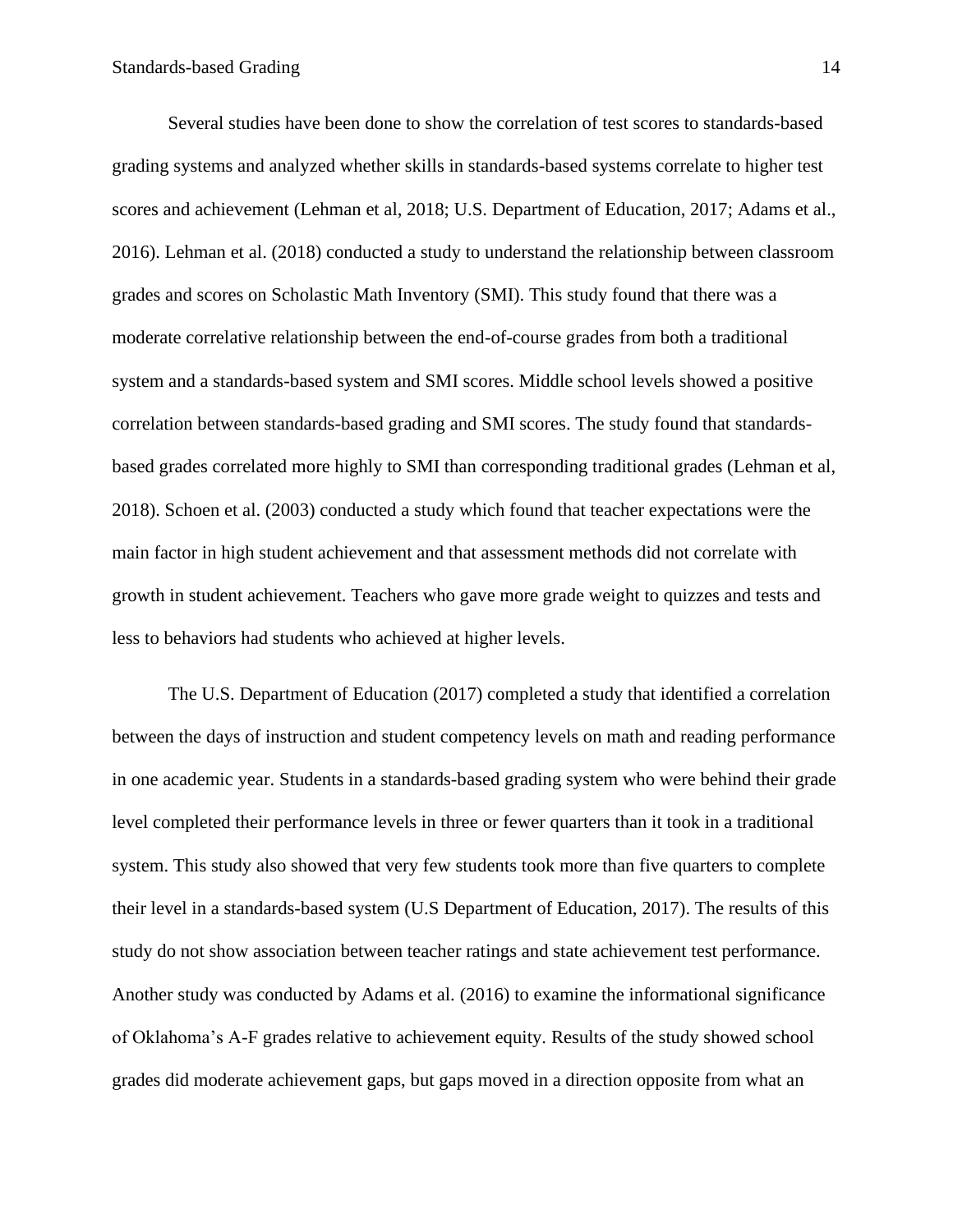Several studies have been done to show the correlation of test scores to standards-based grading systems and analyzed whether skills in standards-based systems correlate to higher test scores and achievement (Lehman et al, 2018; U.S. Department of Education, 2017; Adams et al., 2016). Lehman et al. (2018) conducted a study to understand the relationship between classroom grades and scores on Scholastic Math Inventory (SMI). This study found that there was a moderate correlative relationship between the end-of-course grades from both a traditional system and a standards-based system and SMI scores. Middle school levels showed a positive correlation between standards-based grading and SMI scores. The study found that standards-based grades correlated more highly to SMI than corresponding traditional grades (Lehman et al, 2018). Schoen et al. (2003) conducted a study which found that teacher expectations were the main factor in high student achievement and that assessment methods did not correlate with growth in student achievement. Teachers who gave more grade weight to quizzes and tests and less to behaviors had students who achieved at higher levels.

The U.S. Department of Education (2017) completed a study that identified a correlation between the days of instruction and student competency levels on math and reading performance in one academic year. Students in a standards-based grading system who were behind their grade level completed their performance levels in three or fewer quarters than it took in a traditional system. This study also showed that very few students took more than five quarters to complete their level in a standards-based system (U.S Department of Education, 2017). The results of this study do not show association between teacher ratings and state achievement test performance. Another study was conducted by Adams et al. (2016) to examine the informational significance of Oklahoma's A-F grades relative to achievement equity. Results of the study showed school grades did moderate achievement gaps, but gaps moved in a direction opposite from what an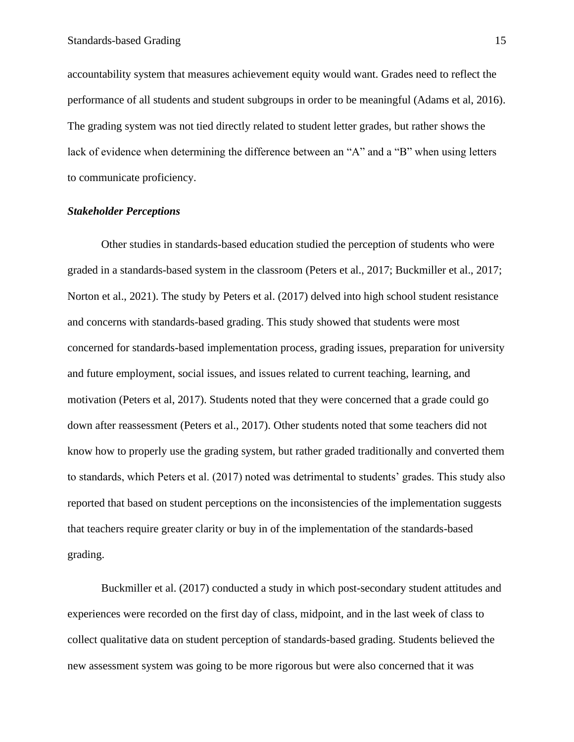accountability system that measures achievement equity would want. Grades need to reflect the performance of all students and student subgroups in order to be meaningful (Adams et al, 2016). The grading system was not tied directly related to student letter grades, but rather shows the lack of evidence when determining the difference between an "A" and a "B" when using letters to communicate proficiency.

### ***Stakeholder Perceptions***

Other studies in standards-based education studied the perception of students who were graded in a standards-based system in the classroom (Peters et al., 2017; Buckmiller et al., 2017; Norton et al., 2021). The study by Peters et al. (2017) delved into high school student resistance and concerns with standards-based grading. This study showed that students were most concerned for standards-based implementation process, grading issues, preparation for university and future employment, social issues, and issues related to current teaching, learning, and motivation (Peters et al, 2017). Students noted that they were concerned that a grade could go down after reassessment (Peters et al., 2017). Other students noted that some teachers did not know how to properly use the grading system, but rather graded traditionally and converted them to standards, which Peters et al. (2017) noted was detrimental to students' grades. This study also reported that based on student perceptions on the inconsistencies of the implementation suggests that teachers require greater clarity or buy in of the implementation of the standards-based grading.

Buckmiller et al. (2017) conducted a study in which post-secondary student attitudes and experiences were recorded on the first day of class, midpoint, and in the last week of class to collect qualitative data on student perception of standards-based grading. Students believed the new assessment system was going to be more rigorous but were also concerned that it was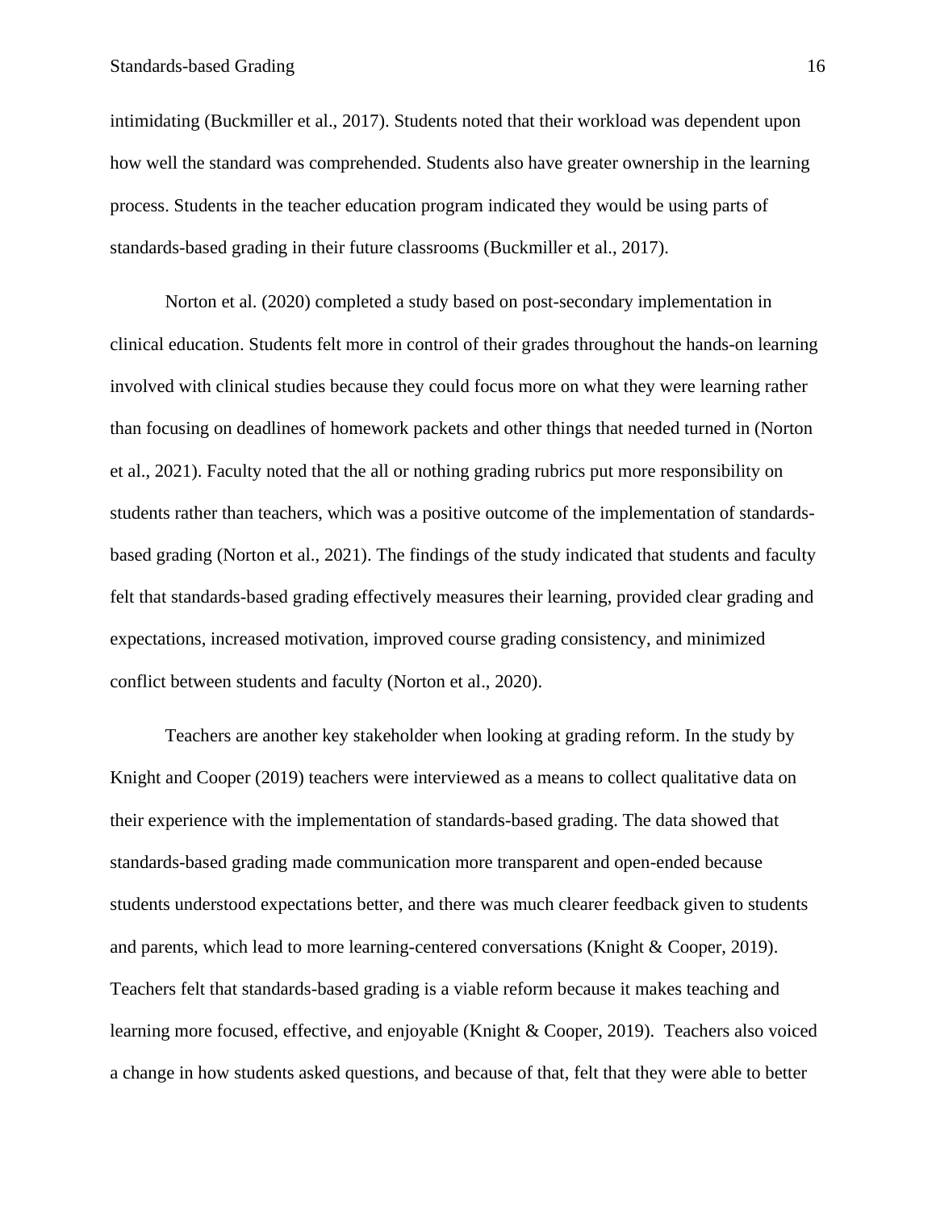intimidating (Buckmiller et al., 2017). Students noted that their workload was dependent upon how well the standard was comprehended. Students also have greater ownership in the learning process. Students in the teacher education program indicated they would be using parts of standards-based grading in their future classrooms (Buckmiller et al., 2017).

Norton et al. (2020) completed a study based on post-secondary implementation in clinical education. Students felt more in control of their grades throughout the hands-on learning involved with clinical studies because they could focus more on what they were learning rather than focusing on deadlines of homework packets and other things that needed turned in (Norton et al., 2021). Faculty noted that the all or nothing grading rubrics put more responsibility on students rather than teachers, which was a positive outcome of the implementation of standards-based grading (Norton et al., 2021). The findings of the study indicated that students and faculty felt that standards-based grading effectively measures their learning, provided clear grading and expectations, increased motivation, improved course grading consistency, and minimized conflict between students and faculty (Norton et al., 2020).

Teachers are another key stakeholder when looking at grading reform. In the study by Knight and Cooper (2019) teachers were interviewed as a means to collect qualitative data on their experience with the implementation of standards-based grading. The data showed that standards-based grading made communication more transparent and open-ended because students understood expectations better, and there was much clearer feedback given to students and parents, which lead to more learning-centered conversations (Knight & Cooper, 2019). Teachers felt that standards-based grading is a viable reform because it makes teaching and learning more focused, effective, and enjoyable (Knight & Cooper, 2019). Teachers also voiced a change in how students asked questions, and because of that, felt that they were able to better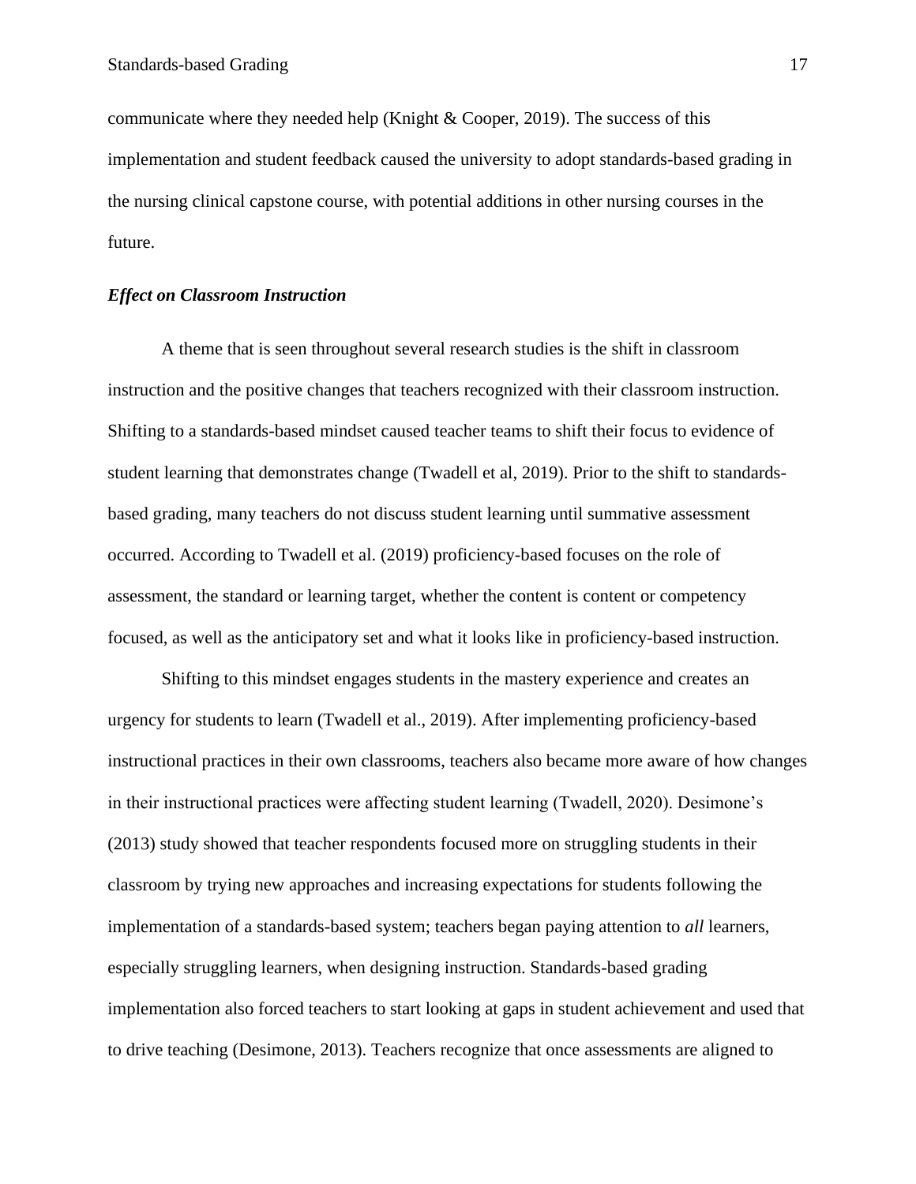communicate where they needed help (Knight & Cooper, 2019). The success of this implementation and student feedback caused the university to adopt standards-based grading in the nursing clinical capstone course, with potential additions in other nursing courses in the future.

### *Effect on Classroom Instruction*

A theme that is seen throughout several research studies is the shift in classroom instruction and the positive changes that teachers recognized with their classroom instruction. Shifting to a standards-based mindset caused teacher teams to shift their focus to evidence of student learning that demonstrates change (Twadell et al, 2019). Prior to the shift to standards-based grading, many teachers do not discuss student learning until summative assessment occurred. According to Twadell et al. (2019) proficiency-based focuses on the role of assessment, the standard or learning target, whether the content is content or competency focused, as well as the anticipatory set and what it looks like in proficiency-based instruction.

Shifting to this mindset engages students in the mastery experience and creates an urgency for students to learn (Twadell et al., 2019). After implementing proficiency-based instructional practices in their own classrooms, teachers also became more aware of how changes in their instructional practices were affecting student learning (Twadell, 2020). Desimone's (2013) study showed that teacher respondents focused more on struggling students in their classroom by trying new approaches and increasing expectations for students following the implementation of a standards-based system; teachers began paying attention to *all* learners, especially struggling learners, when designing instruction. Standards-based grading implementation also forced teachers to start looking at gaps in student achievement and used that to drive teaching (Desimone, 2013). Teachers recognize that once assessments are aligned to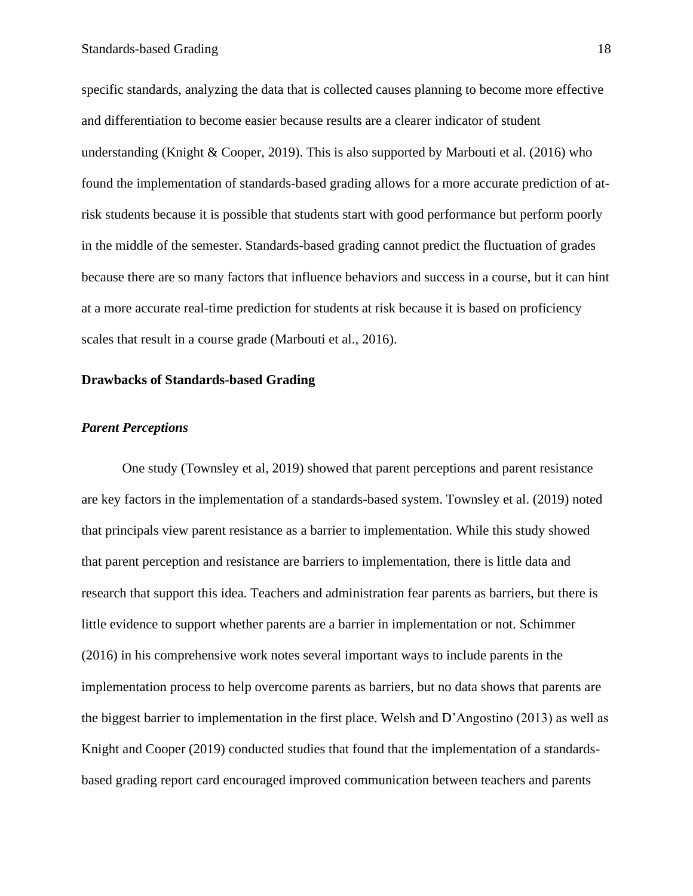specific standards, analyzing the data that is collected causes planning to become more effective and differentiation to become easier because results are a clearer indicator of student understanding (Knight & Cooper, 2019). This is also supported by Marbouti et al. (2016) who found the implementation of standards-based grading allows for a more accurate prediction of at-risk students because it is possible that students start with good performance but perform poorly in the middle of the semester. Standards-based grading cannot predict the fluctuation of grades because there are so many factors that influence behaviors and success in a course, but it can hint at a more accurate real-time prediction for students at risk because it is based on proficiency scales that result in a course grade (Marbouti et al., 2016).

## Drawbacks of Standards-based Grading

### *Parent Perceptions*

One study (Townsley et al, 2019) showed that parent perceptions and parent resistance are key factors in the implementation of a standards-based system. Townsley et al. (2019) noted that principals view parent resistance as a barrier to implementation. While this study showed that parent perception and resistance are barriers to implementation, there is little data and research that support this idea. Teachers and administration fear parents as barriers, but there is little evidence to support whether parents are a barrier in implementation or not. Schimmer (2016) in his comprehensive work notes several important ways to include parents in the implementation process to help overcome parents as barriers, but no data shows that parents are the biggest barrier to implementation in the first place. Welsh and D'Angostino (2013) as well as Knight and Cooper (2019) conducted studies that found that the implementation of a standards-based grading report card encouraged improved communication between teachers and parents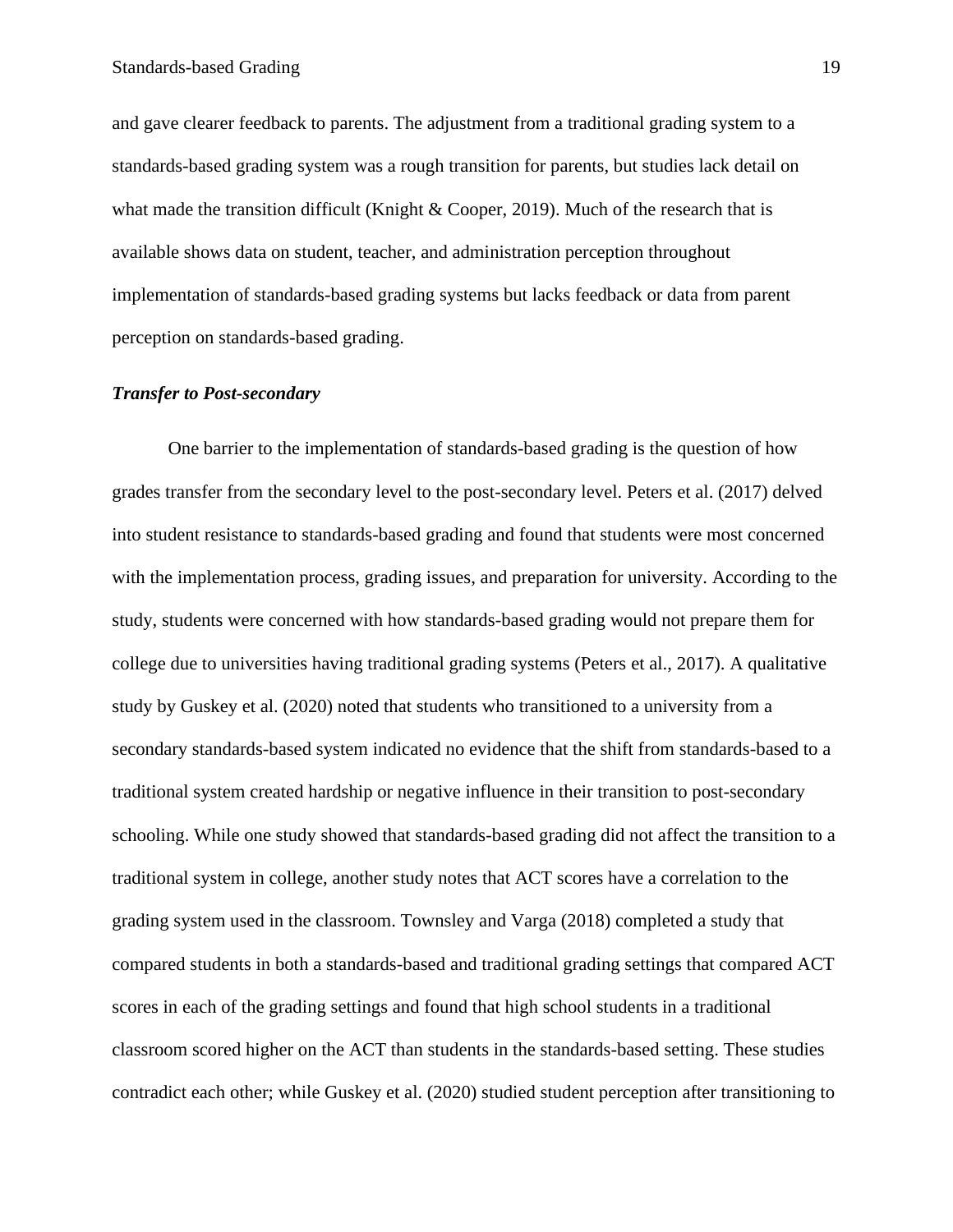and gave clearer feedback to parents. The adjustment from a traditional grading system to a standards-based grading system was a rough transition for parents, but studies lack detail on what made the transition difficult (Knight & Cooper, 2019). Much of the research that is available shows data on student, teacher, and administration perception throughout implementation of standards-based grading systems but lacks feedback or data from parent perception on standards-based grading.

***Transfer to Post-secondary***

One barrier to the implementation of standards-based grading is the question of how grades transfer from the secondary level to the post-secondary level. Peters et al. (2017) delved into student resistance to standards-based grading and found that students were most concerned with the implementation process, grading issues, and preparation for university. According to the study, students were concerned with how standards-based grading would not prepare them for college due to universities having traditional grading systems (Peters et al., 2017). A qualitative study by Guskey et al. (2020) noted that students who transitioned to a university from a secondary standards-based system indicated no evidence that the shift from standards-based to a traditional system created hardship or negative influence in their transition to post-secondary schooling. While one study showed that standards-based grading did not affect the transition to a traditional system in college, another study notes that ACT scores have a correlation to the grading system used in the classroom. Townsley and Varga (2018) completed a study that compared students in both a standards-based and traditional grading settings that compared ACT scores in each of the grading settings and found that high school students in a traditional classroom scored higher on the ACT than students in the standards-based setting. These studies contradict each other; while Guskey et al. (2020) studied student perception after transitioning to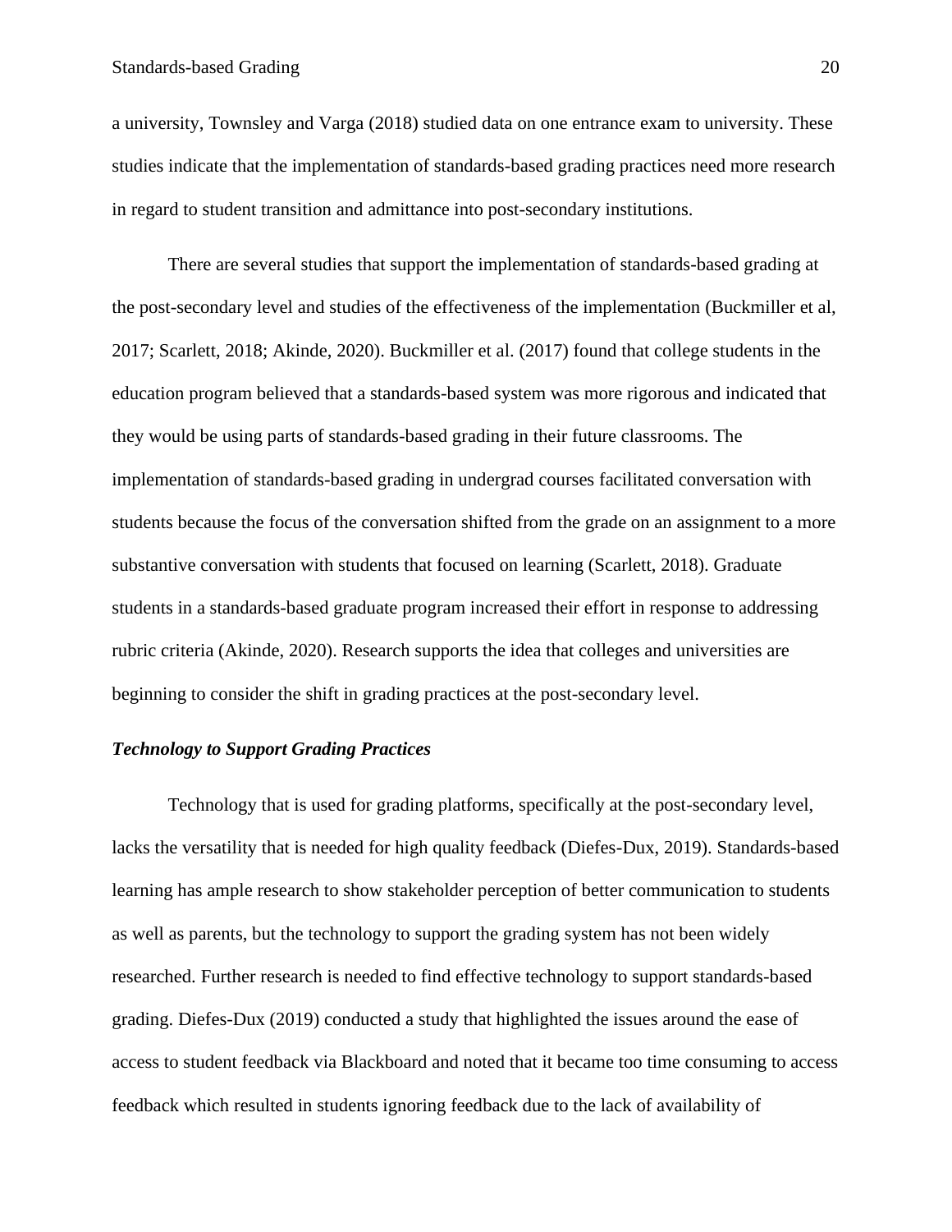a university, Townsley and Varga (2018) studied data on one entrance exam to university. These studies indicate that the implementation of standards-based grading practices need more research in regard to student transition and admittance into post-secondary institutions.

There are several studies that support the implementation of standards-based grading at the post-secondary level and studies of the effectiveness of the implementation (Buckmiller et al, 2017; Scarlett, 2018; Akinde, 2020). Buckmiller et al. (2017) found that college students in the education program believed that a standards-based system was more rigorous and indicated that they would be using parts of standards-based grading in their future classrooms. The implementation of standards-based grading in undergrad courses facilitated conversation with students because the focus of the conversation shifted from the grade on an assignment to a more substantive conversation with students that focused on learning (Scarlett, 2018). Graduate students in a standards-based graduate program increased their effort in response to addressing rubric criteria (Akinde, 2020). Research supports the idea that colleges and universities are beginning to consider the shift in grading practices at the post-secondary level.

### *Technology to Support Grading Practices*

Technology that is used for grading platforms, specifically at the post-secondary level, lacks the versatility that is needed for high quality feedback (Diefes-Dux, 2019). Standards-based learning has ample research to show stakeholder perception of better communication to students as well as parents, but the technology to support the grading system has not been widely researched. Further research is needed to find effective technology to support standards-based grading. Diefes-Dux (2019) conducted a study that highlighted the issues around the ease of access to student feedback via Blackboard and noted that it became too time consuming to access feedback which resulted in students ignoring feedback due to the lack of availability of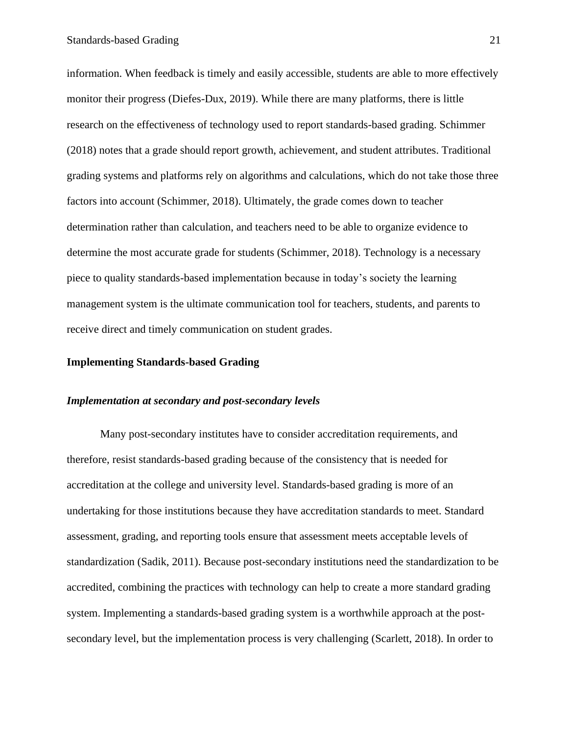information. When feedback is timely and easily accessible, students are able to more effectively monitor their progress (Diefes-Dux, 2019). While there are many platforms, there is little research on the effectiveness of technology used to report standards-based grading. Schimmer (2018) notes that a grade should report growth, achievement, and student attributes. Traditional grading systems and platforms rely on algorithms and calculations, which do not take those three factors into account (Schimmer, 2018). Ultimately, the grade comes down to teacher determination rather than calculation, and teachers need to be able to organize evidence to determine the most accurate grade for students (Schimmer, 2018). Technology is a necessary piece to quality standards-based implementation because in today's society the learning management system is the ultimate communication tool for teachers, students, and parents to receive direct and timely communication on student grades.

## Implementing Standards-based Grading

### *Implementation at secondary and post-secondary levels*

Many post-secondary institutes have to consider accreditation requirements, and therefore, resist standards-based grading because of the consistency that is needed for accreditation at the college and university level. Standards-based grading is more of an undertaking for those institutions because they have accreditation standards to meet. Standard assessment, grading, and reporting tools ensure that assessment meets acceptable levels of standardization (Sadik, 2011). Because post-secondary institutions need the standardization to be accredited, combining the practices with technology can help to create a more standard grading system. Implementing a standards-based grading system is a worthwhile approach at the post-secondary level, but the implementation process is very challenging (Scarlett, 2018). In order to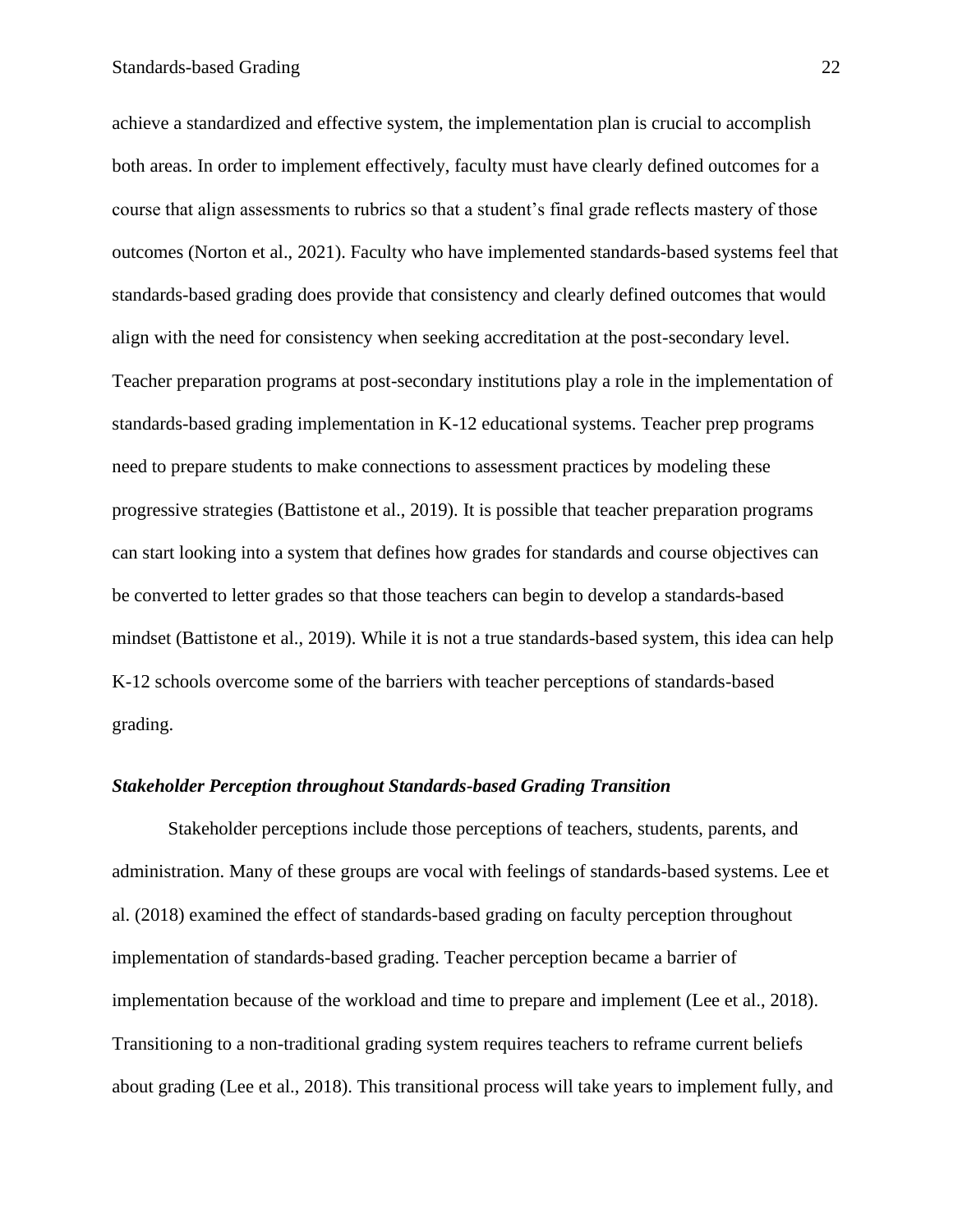achieve a standardized and effective system, the implementation plan is crucial to accomplish both areas. In order to implement effectively, faculty must have clearly defined outcomes for a course that align assessments to rubrics so that a student's final grade reflects mastery of those outcomes (Norton et al., 2021). Faculty who have implemented standards-based systems feel that standards-based grading does provide that consistency and clearly defined outcomes that would align with the need for consistency when seeking accreditation at the post-secondary level. Teacher preparation programs at post-secondary institutions play a role in the implementation of standards-based grading implementation in K-12 educational systems. Teacher prep programs need to prepare students to make connections to assessment practices by modeling these progressive strategies (Battistone et al., 2019). It is possible that teacher preparation programs can start looking into a system that defines how grades for standards and course objectives can be converted to letter grades so that those teachers can begin to develop a standards-based mindset (Battistone et al., 2019). While it is not a true standards-based system, this idea can help K-12 schools overcome some of the barriers with teacher perceptions of standards-based grading.

### *Stakeholder Perception throughout Standards-based Grading Transition*

Stakeholder perceptions include those perceptions of teachers, students, parents, and administration. Many of these groups are vocal with feelings of standards-based systems. Lee et al. (2018) examined the effect of standards-based grading on faculty perception throughout implementation of standards-based grading. Teacher perception became a barrier of implementation because of the workload and time to prepare and implement (Lee et al., 2018). Transitioning to a non-traditional grading system requires teachers to reframe current beliefs about grading (Lee et al., 2018). This transitional process will take years to implement fully, and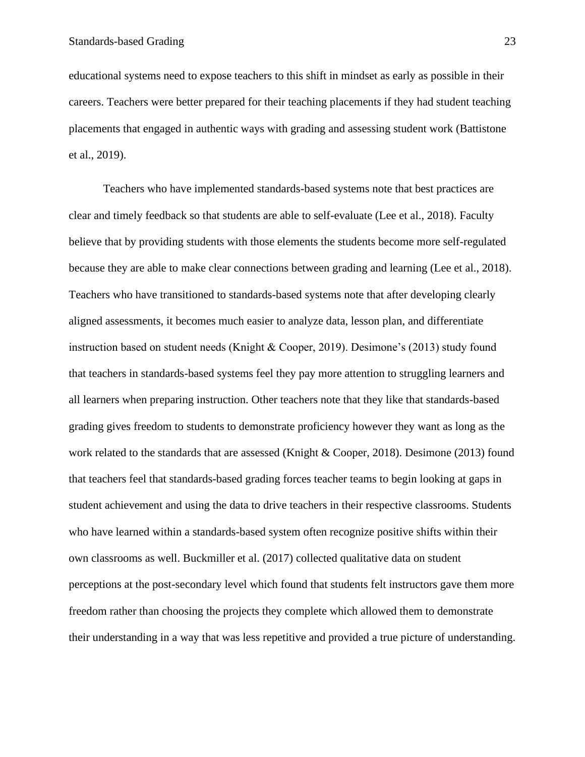educational systems need to expose teachers to this shift in mindset as early as possible in their careers. Teachers were better prepared for their teaching placements if they had student teaching placements that engaged in authentic ways with grading and assessing student work (Battistone et al., 2019).

Teachers who have implemented standards-based systems note that best practices are clear and timely feedback so that students are able to self-evaluate (Lee et al., 2018). Faculty believe that by providing students with those elements the students become more self-regulated because they are able to make clear connections between grading and learning (Lee et al., 2018). Teachers who have transitioned to standards-based systems note that after developing clearly aligned assessments, it becomes much easier to analyze data, lesson plan, and differentiate instruction based on student needs (Knight & Cooper, 2019). Desimone's (2013) study found that teachers in standards-based systems feel they pay more attention to struggling learners and all learners when preparing instruction. Other teachers note that they like that standards-based grading gives freedom to students to demonstrate proficiency however they want as long as the work related to the standards that are assessed (Knight & Cooper, 2018). Desimone (2013) found that teachers feel that standards-based grading forces teacher teams to begin looking at gaps in student achievement and using the data to drive teachers in their respective classrooms. Students who have learned within a standards-based system often recognize positive shifts within their own classrooms as well. Buckmiller et al. (2017) collected qualitative data on student perceptions at the post-secondary level which found that students felt instructors gave them more freedom rather than choosing the projects they complete which allowed them to demonstrate their understanding in a way that was less repetitive and provided a true picture of understanding.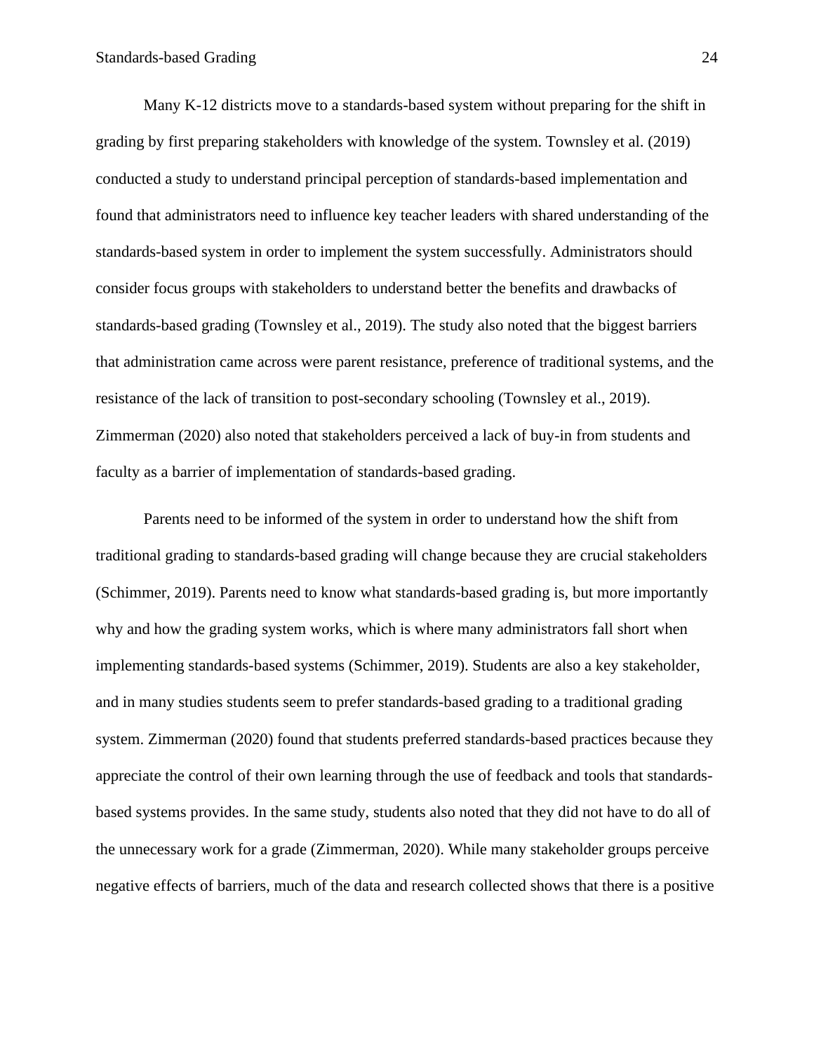Many K-12 districts move to a standards-based system without preparing for the shift in grading by first preparing stakeholders with knowledge of the system. Townsley et al. (2019) conducted a study to understand principal perception of standards-based implementation and found that administrators need to influence key teacher leaders with shared understanding of the standards-based system in order to implement the system successfully. Administrators should consider focus groups with stakeholders to understand better the benefits and drawbacks of standards-based grading (Townsley et al., 2019). The study also noted that the biggest barriers that administration came across were parent resistance, preference of traditional systems, and the resistance of the lack of transition to post-secondary schooling (Townsley et al., 2019). Zimmerman (2020) also noted that stakeholders perceived a lack of buy-in from students and faculty as a barrier of implementation of standards-based grading.

Parents need to be informed of the system in order to understand how the shift from traditional grading to standards-based grading will change because they are crucial stakeholders (Schimmer, 2019). Parents need to know what standards-based grading is, but more importantly why and how the grading system works, which is where many administrators fall short when implementing standards-based systems (Schimmer, 2019). Students are also a key stakeholder, and in many studies students seem to prefer standards-based grading to a traditional grading system. Zimmerman (2020) found that students preferred standards-based practices because they appreciate the control of their own learning through the use of feedback and tools that standards-based systems provides. In the same study, students also noted that they did not have to do all of the unnecessary work for a grade (Zimmerman, 2020). While many stakeholder groups perceive negative effects of barriers, much of the data and research collected shows that there is a positive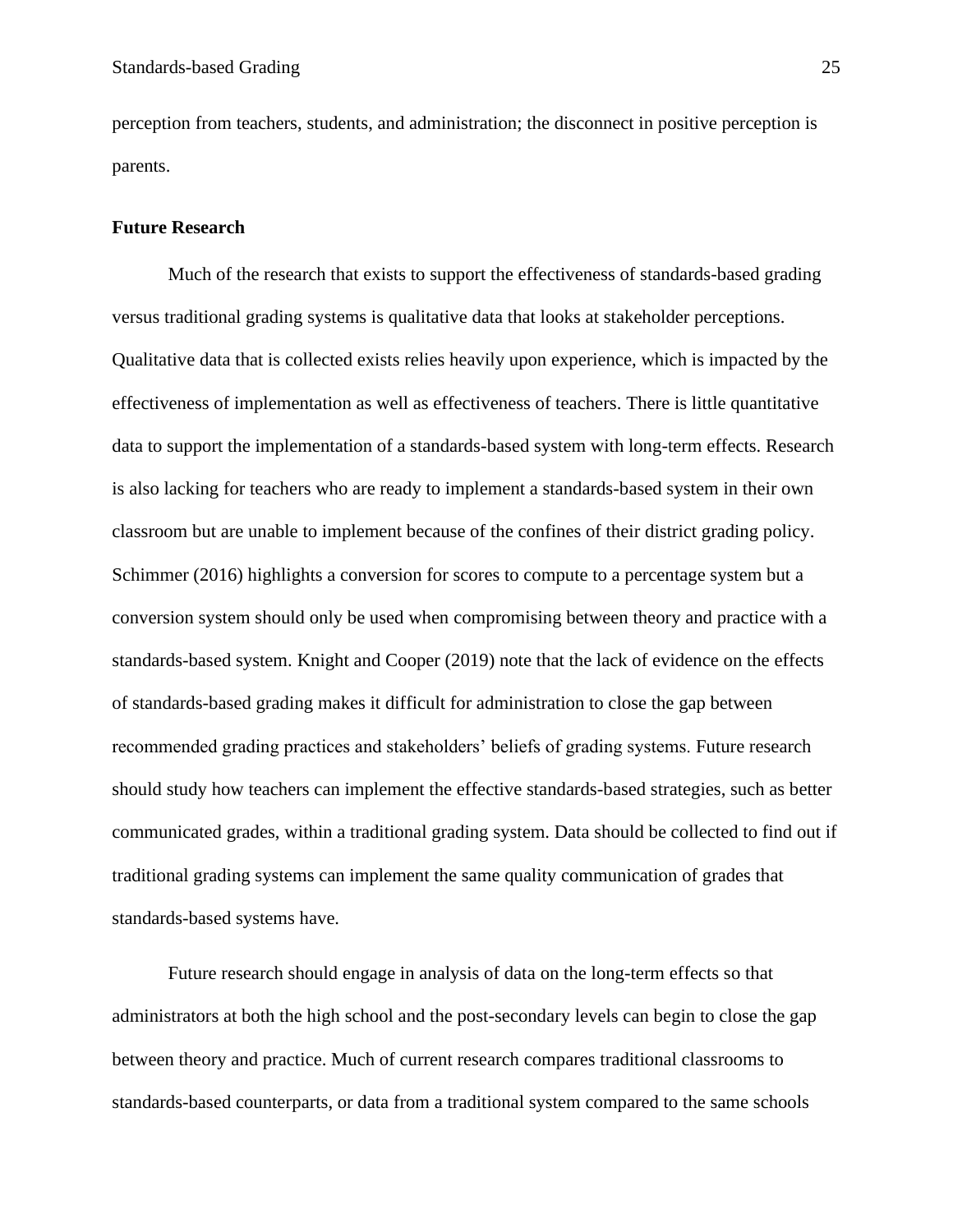perception from teachers, students, and administration; the disconnect in positive perception is parents.

## Future Research

Much of the research that exists to support the effectiveness of standards-based grading versus traditional grading systems is qualitative data that looks at stakeholder perceptions. Qualitative data that is collected exists relies heavily upon experience, which is impacted by the effectiveness of implementation as well as effectiveness of teachers. There is little quantitative data to support the implementation of a standards-based system with long-term effects. Research is also lacking for teachers who are ready to implement a standards-based system in their own classroom but are unable to implement because of the confines of their district grading policy. Schimmer (2016) highlights a conversion for scores to compute to a percentage system but a conversion system should only be used when compromising between theory and practice with a standards-based system. Knight and Cooper (2019) note that the lack of evidence on the effects of standards-based grading makes it difficult for administration to close the gap between recommended grading practices and stakeholders' beliefs of grading systems. Future research should study how teachers can implement the effective standards-based strategies, such as better communicated grades, within a traditional grading system. Data should be collected to find out if traditional grading systems can implement the same quality communication of grades that standards-based systems have.

Future research should engage in analysis of data on the long-term effects so that administrators at both the high school and the post-secondary levels can begin to close the gap between theory and practice. Much of current research compares traditional classrooms to standards-based counterparts, or data from a traditional system compared to the same schools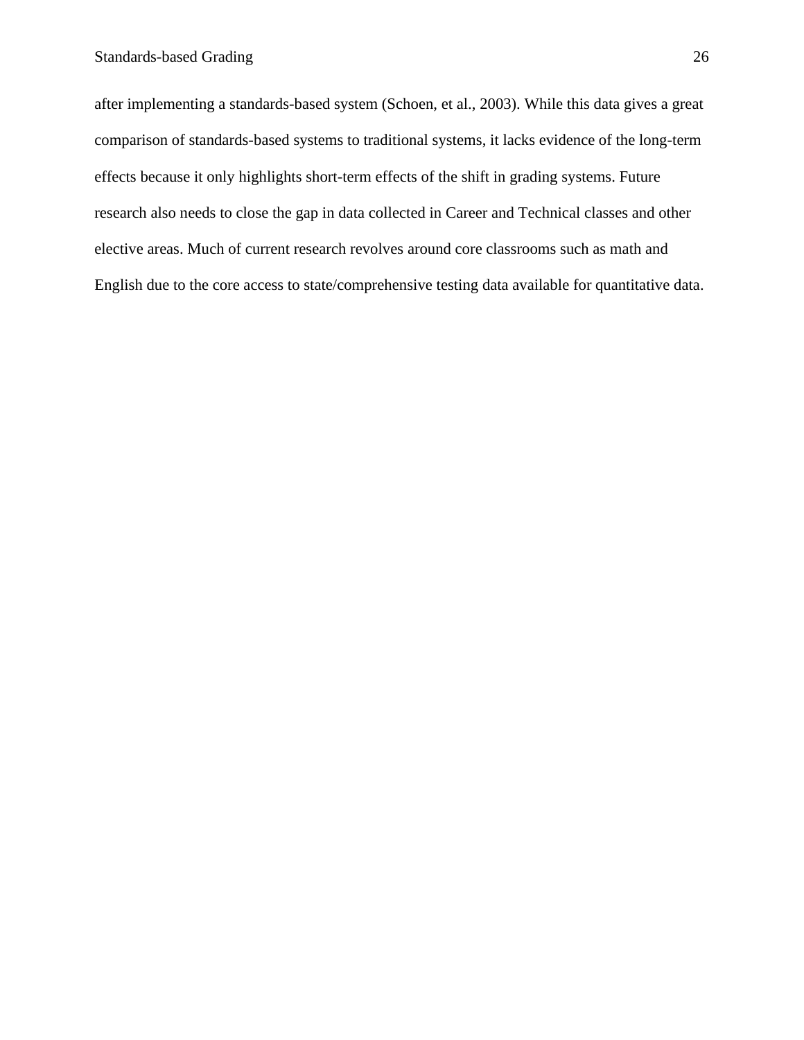after implementing a standards-based system (Schoen, et al., 2003). While this data gives a great comparison of standards-based systems to traditional systems, it lacks evidence of the long-term effects because it only highlights short-term effects of the shift in grading systems. Future research also needs to close the gap in data collected in Career and Technical classes and other elective areas. Much of current research revolves around core classrooms such as math and English due to the core access to state/comprehensive testing data available for quantitative data.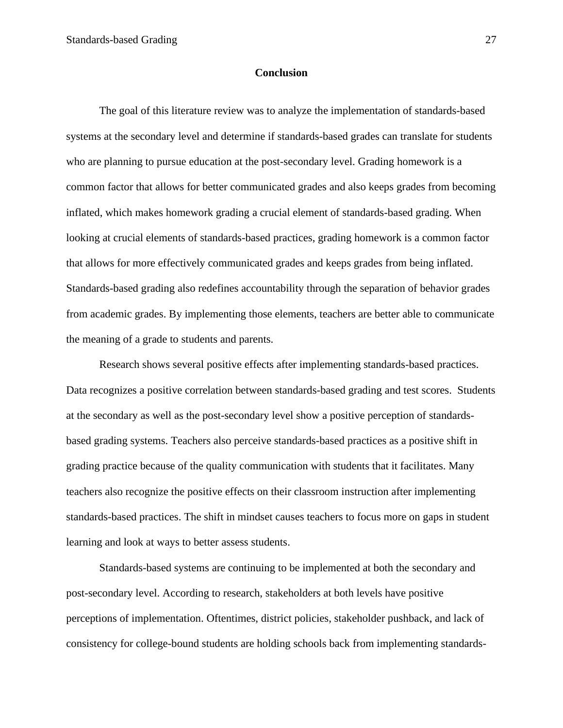## Conclusion

The goal of this literature review was to analyze the implementation of standards-based systems at the secondary level and determine if standards-based grades can translate for students who are planning to pursue education at the post-secondary level. Grading homework is a common factor that allows for better communicated grades and also keeps grades from becoming inflated, which makes homework grading a crucial element of standards-based grading. When looking at crucial elements of standards-based practices, grading homework is a common factor that allows for more effectively communicated grades and keeps grades from being inflated. Standards-based grading also redefines accountability through the separation of behavior grades from academic grades. By implementing those elements, teachers are better able to communicate the meaning of a grade to students and parents.

Research shows several positive effects after implementing standards-based practices. Data recognizes a positive correlation between standards-based grading and test scores. Students at the secondary as well as the post-secondary level show a positive perception of standards-based grading systems. Teachers also perceive standards-based practices as a positive shift in grading practice because of the quality communication with students that it facilitates. Many teachers also recognize the positive effects on their classroom instruction after implementing standards-based practices. The shift in mindset causes teachers to focus more on gaps in student learning and look at ways to better assess students.

Standards-based systems are continuing to be implemented at both the secondary and post-secondary level. According to research, stakeholders at both levels have positive perceptions of implementation. Oftentimes, district policies, stakeholder pushback, and lack of consistency for college-bound students are holding schools back from implementing standards-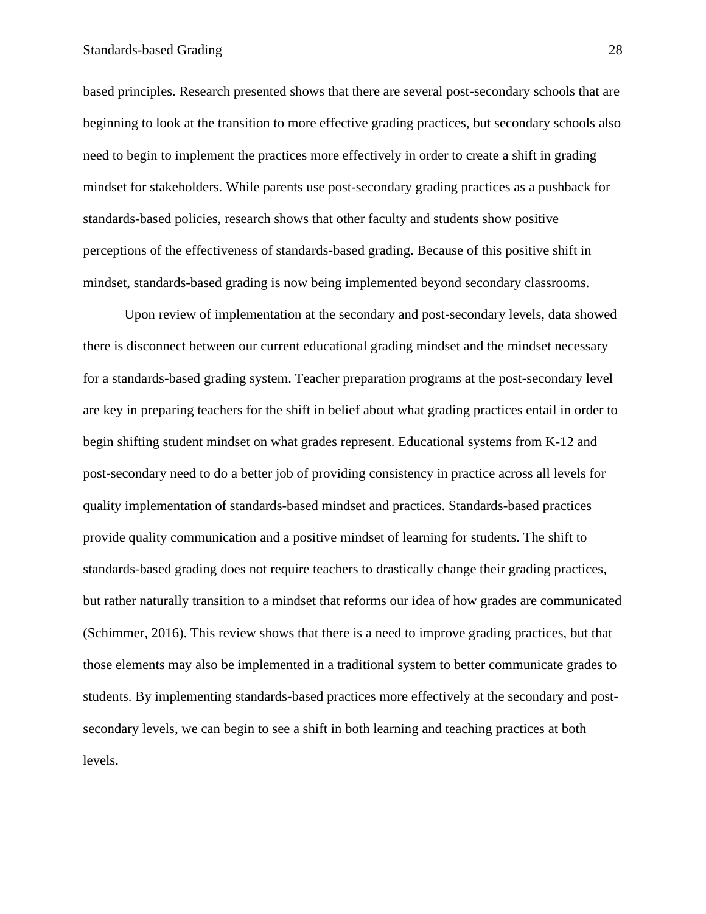based principles. Research presented shows that there are several post-secondary schools that are beginning to look at the transition to more effective grading practices, but secondary schools also need to begin to implement the practices more effectively in order to create a shift in grading mindset for stakeholders. While parents use post-secondary grading practices as a pushback for standards-based policies, research shows that other faculty and students show positive perceptions of the effectiveness of standards-based grading. Because of this positive shift in mindset, standards-based grading is now being implemented beyond secondary classrooms.

Upon review of implementation at the secondary and post-secondary levels, data showed there is disconnect between our current educational grading mindset and the mindset necessary for a standards-based grading system. Teacher preparation programs at the post-secondary level are key in preparing teachers for the shift in belief about what grading practices entail in order to begin shifting student mindset on what grades represent. Educational systems from K-12 and post-secondary need to do a better job of providing consistency in practice across all levels for quality implementation of standards-based mindset and practices. Standards-based practices provide quality communication and a positive mindset of learning for students. The shift to standards-based grading does not require teachers to drastically change their grading practices, but rather naturally transition to a mindset that reforms our idea of how grades are communicated (Schimmer, 2016). This review shows that there is a need to improve grading practices, but that those elements may also be implemented in a traditional system to better communicate grades to students. By implementing standards-based practices more effectively at the secondary and post-secondary levels, we can begin to see a shift in both learning and teaching practices at both levels.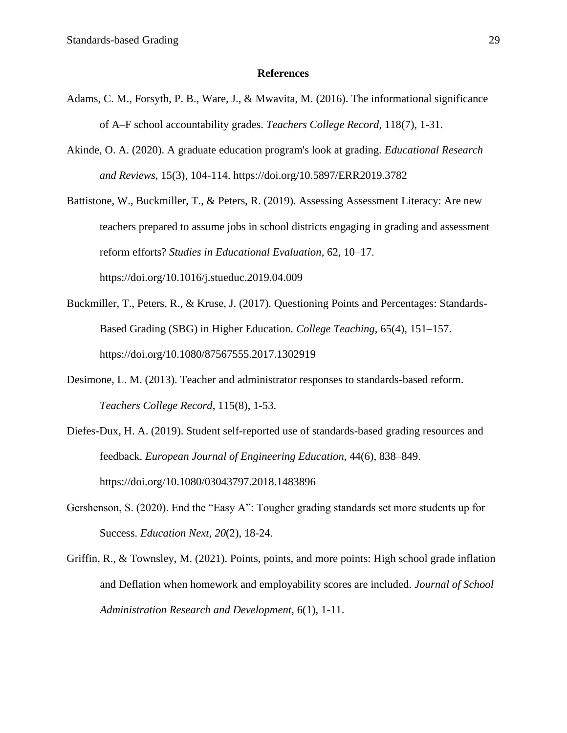## References

Adams, C. M., Forsyth, P. B., Ware, J., & Mwavita, M. (2016). The informational significance of A–F school accountability grades. *Teachers College Record*, 118(7), 1-31.

Akinde, O. A. (2020). A graduate education program's look at grading. *Educational Research and Reviews*, 15(3), 104-114. https://doi.org/10.5897/ERR2019.3782

Battistone, W., Buckmiller, T., & Peters, R. (2019). Assessing Assessment Literacy: Are new teachers prepared to assume jobs in school districts engaging in grading and assessment reform efforts? *Studies in Educational Evaluation*, 62, 10–17. https://doi.org/10.1016/j.stueduc.2019.04.009

Buckmiller, T., Peters, R., & Kruse, J. (2017). Questioning Points and Percentages: Standards-Based Grading (SBG) in Higher Education. *College Teaching*, 65(4), 151–157. https://doi.org/10.1080/87567555.2017.1302919

Desimone, L. M. (2013). Teacher and administrator responses to standards-based reform. *Teachers College Record*, 115(8), 1-53.

Diefes-Dux, H. A. (2019). Student self-reported use of standards-based grading resources and feedback. *European Journal of Engineering Education*, 44(6), 838–849. https://doi.org/10.1080/03043797.2018.1483896

Gershenson, S. (2020). End the "Easy A": Tougher grading standards set more students up for Success. *Education Next*, *20*(2), 18-24.

Griffin, R., & Townsley, M. (2021). Points, points, and more points: High school grade inflation and Deflation when homework and employability scores are included. *Journal of School Administration Research and Development*, 6(1), 1-11.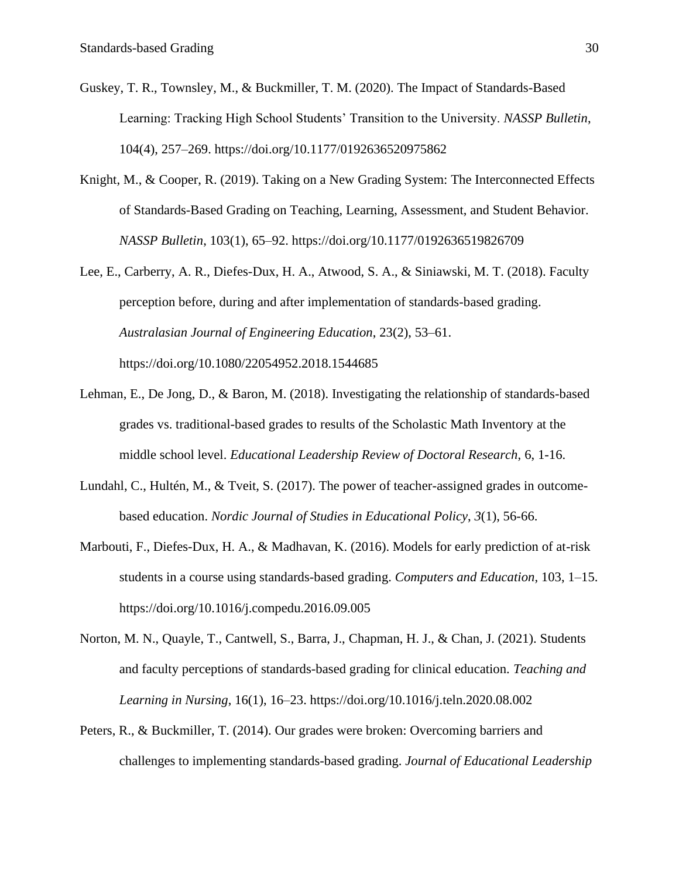Guskey, T. R., Townsley, M., & Buckmiller, T. M. (2020). The Impact of Standards-Based Learning: Tracking High School Students' Transition to the University. *NASSP Bulletin*, 104(4), 257–269. https://doi.org/10.1177/0192636520975862

Knight, M., & Cooper, R. (2019). Taking on a New Grading System: The Interconnected Effects of Standards-Based Grading on Teaching, Learning, Assessment, and Student Behavior. *NASSP Bulletin*, 103(1), 65–92. https://doi.org/10.1177/0192636519826709

Lee, E., Carberry, A. R., Diefes-Dux, H. A., Atwood, S. A., & Siniawski, M. T. (2018). Faculty perception before, during and after implementation of standards-based grading. *Australasian Journal of Engineering Education*, 23(2), 53–61. https://doi.org/10.1080/22054952.2018.1544685

Lehman, E., De Jong, D., & Baron, M. (2018). Investigating the relationship of standards-based grades vs. traditional-based grades to results of the Scholastic Math Inventory at the middle school level. *Educational Leadership Review of Doctoral Research*, 6, 1-16.

Lundahl, C., Hultén, M., & Tveit, S. (2017). The power of teacher-assigned grades in outcome-based education. *Nordic Journal of Studies in Educational Policy*, *3*(1), 56-66.

Marbouti, F., Diefes-Dux, H. A., & Madhavan, K. (2016). Models for early prediction of at-risk students in a course using standards-based grading. *Computers and Education*, 103, 1–15. https://doi.org/10.1016/j.compedu.2016.09.005

Norton, M. N., Quayle, T., Cantwell, S., Barra, J., Chapman, H. J., & Chan, J. (2021). Students and faculty perceptions of standards-based grading for clinical education. *Teaching and Learning in Nursing*, 16(1), 16–23. https://doi.org/10.1016/j.teln.2020.08.002

Peters, R., & Buckmiller, T. (2014). Our grades were broken: Overcoming barriers and challenges to implementing standards-based grading. *Journal of Educational Leadership*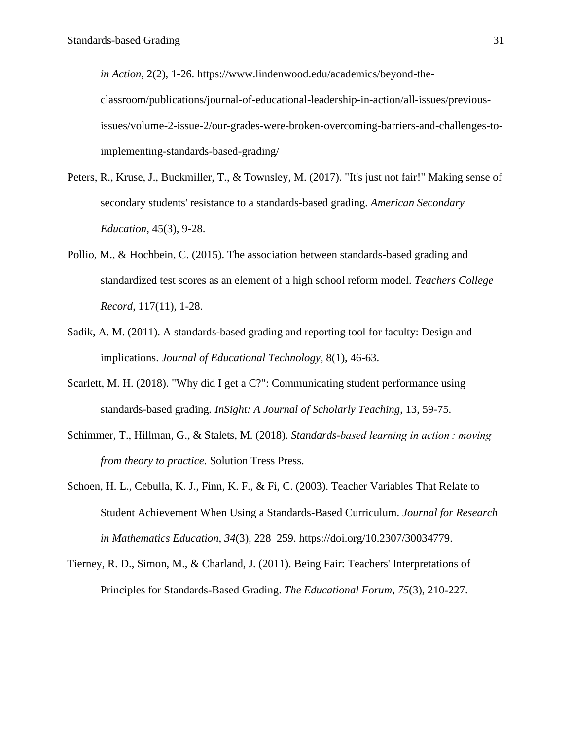*in Action*, 2(2), 1-26. https://www.lindenwood.edu/academics/beyond-the-classroom/publications/journal-of-educational-leadership-in-action/all-issues/previous-issues/volume-2-issue-2/our-grades-were-broken-overcoming-barriers-and-challenges-to-implementing-standards-based-grading/

Peters, R., Kruse, J., Buckmiller, T., & Townsley, M. (2017). "It's just not fair!" Making sense of secondary students' resistance to a standards-based grading. *American Secondary Education*, 45(3), 9-28.

Pollio, M., & Hochbein, C. (2015). The association between standards-based grading and standardized test scores as an element of a high school reform model. *Teachers College Record*, 117(11), 1-28.

Sadik, A. M. (2011). A standards-based grading and reporting tool for faculty: Design and implications. *Journal of Educational Technology*, 8(1), 46-63.

Scarlett, M. H. (2018). "Why did I get a C?": Communicating student performance using standards-based grading. *InSight: A Journal of Scholarly Teaching*, 13, 59-75.

Schimmer, T., Hillman, G., & Stalets, M. (2018). *Standards-based learning in action : moving from theory to practice*. Solution Tress Press.

Schoen, H. L., Cebulla, K. J., Finn, K. F., & Fi, C. (2003). Teacher Variables That Relate to Student Achievement When Using a Standards-Based Curriculum. *Journal for Research in Mathematics Education*, *34*(3), 228–259. https://doi.org/10.2307/30034779.

Tierney, R. D., Simon, M., & Charland, J. (2011). Being Fair: Teachers' Interpretations of Principles for Standards-Based Grading. *The Educational Forum*, *75*(3), 210-227.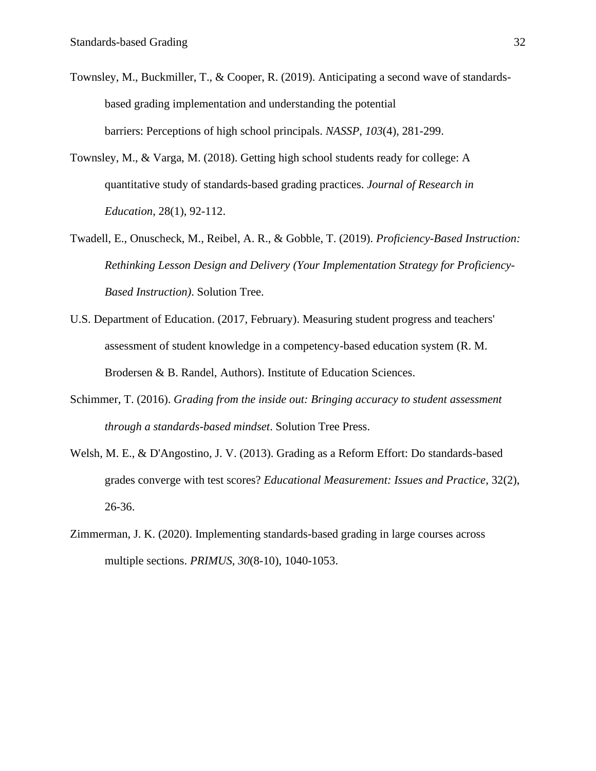Townsley, M., Buckmiller, T., & Cooper, R. (2019). Anticipating a second wave of standards-based grading implementation and understanding the potential barriers: Perceptions of high school principals. *NASSP*, *103*(4), 281-299.

Townsley, M., & Varga, M. (2018). Getting high school students ready for college: A quantitative study of standards-based grading practices. *Journal of Research in Education*, 28(1), 92-112.

Twadell, E., Onuscheck, M., Reibel, A. R., & Gobble, T. (2019). *Proficiency-Based Instruction: Rethinking Lesson Design and Delivery (Your Implementation Strategy for Proficiency-Based Instruction)*. Solution Tree.

U.S. Department of Education. (2017, February). Measuring student progress and teachers' assessment of student knowledge in a competency-based education system (R. M. Brodersen & B. Randel, Authors). Institute of Education Sciences.

Schimmer, T. (2016). *Grading from the inside out: Bringing accuracy to student assessment through a standards-based mindset*. Solution Tree Press.

Welsh, M. E., & D'Angostino, J. V. (2013). Grading as a Reform Effort: Do standards-based grades converge with test scores? *Educational Measurement: Issues and Practice*, 32(2), 26-36.

Zimmerman, J. K. (2020). Implementing standards-based grading in large courses across multiple sections. *PRIMUS*, *30*(8-10), 1040-1053.